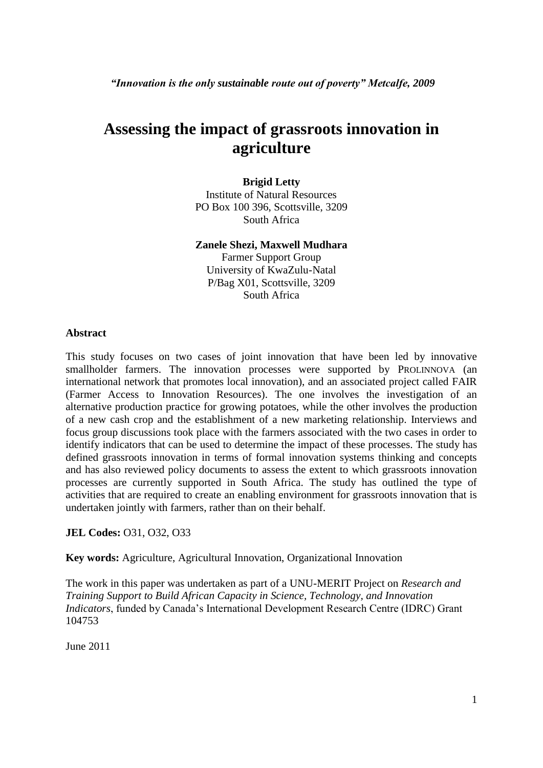***"Innovation is the only sustainable route out of poverty" Metcalfe, 2009***

# Assessing the impact of grassroots innovation in agriculture

**Brigid Letty**
Institute of Natural Resources
PO Box 100 396, Scottsville, 3209
South Africa

**Zanele Shezi, Maxwell Mudhara**
Farmer Support Group
University of KwaZulu-Natal
P/Bag X01, Scottsville, 3209
South Africa

**Abstract**

This study focuses on two cases of joint innovation that have been led by innovative smallholder farmers. The innovation processes were supported by PROLINNOVA (an international network that promotes local innovation), and an associated project called FAIR (Farmer Access to Innovation Resources). The one involves the investigation of an alternative production practice for growing potatoes, while the other involves the production of a new cash crop and the establishment of a new marketing relationship. Interviews and focus group discussions took place with the farmers associated with the two cases in order to identify indicators that can be used to determine the impact of these processes. The study has defined grassroots innovation in terms of formal innovation systems thinking and concepts and has also reviewed policy documents to assess the extent to which grassroots innovation processes are currently supported in South Africa. The study has outlined the type of activities that are required to create an enabling environment for grassroots innovation that is undertaken jointly with farmers, rather than on their behalf.

**JEL Codes:** O31, O32, O33

**Key words:** Agriculture, Agricultural Innovation, Organizational Innovation

The work in this paper was undertaken as part of a UNU-MERIT Project on *Research and Training Support to Build African Capacity in Science, Technology, and Innovation Indicators*, funded by Canada's International Development Research Centre (IDRC) Grant 104753

June 2011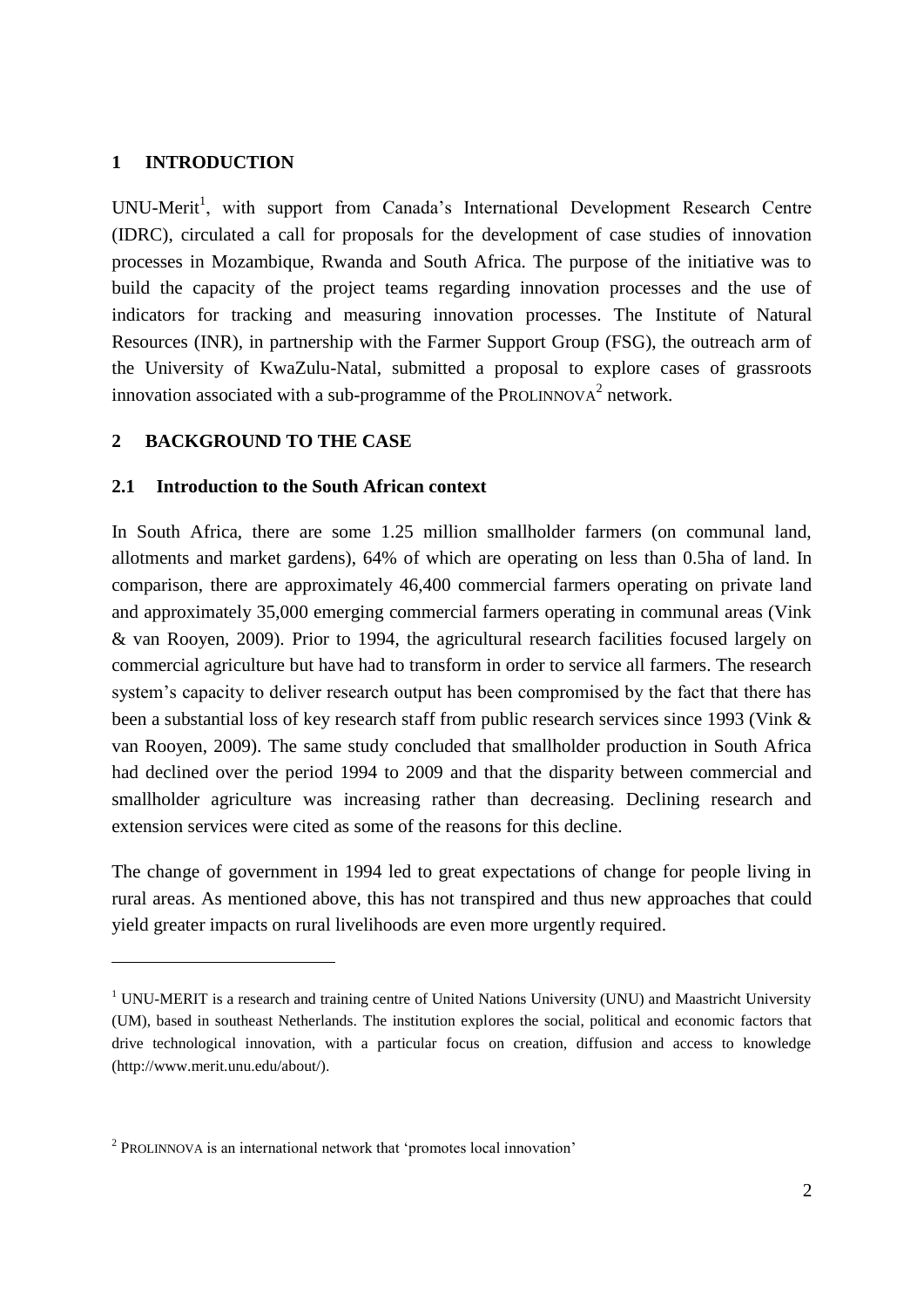# 1 INTRODUCTION

UNU-Merit[1], with support from Canada's International Development Research Centre (IDRC), circulated a call for proposals for the development of case studies of innovation processes in Mozambique, Rwanda and South Africa. The purpose of the initiative was to build the capacity of the project teams regarding innovation processes and the use of indicators for tracking and measuring innovation processes. The Institute of Natural Resources (INR), in partnership with the Farmer Support Group (FSG), the outreach arm of the University of KwaZulu-Natal, submitted a proposal to explore cases of grassroots innovation associated with a sub-programme of the PROLINNOVA[2] network.

# 2 BACKGROUND TO THE CASE

## 2.1 Introduction to the South African context

In South Africa, there are some 1.25 million smallholder farmers (on communal land, allotments and market gardens), 64% of which are operating on less than 0.5ha of land. In comparison, there are approximately 46,400 commercial farmers operating on private land and approximately 35,000 emerging commercial farmers operating in communal areas (Vink & van Rooyen, 2009). Prior to 1994, the agricultural research facilities focused largely on commercial agriculture but have had to transform in order to service all farmers. The research system's capacity to deliver research output has been compromised by the fact that there has been a substantial loss of key research staff from public research services since 1993 (Vink & van Rooyen, 2009). The same study concluded that smallholder production in South Africa had declined over the period 1994 to 2009 and that the disparity between commercial and smallholder agriculture was increasing rather than decreasing. Declining research and extension services were cited as some of the reasons for this decline.

The change of government in 1994 led to great expectations of change for people living in rural areas. As mentioned above, this has not transpired and thus new approaches that could yield greater impacts on rural livelihoods are even more urgently required.

---

[1] UNU-MERIT is a research and training centre of United Nations University (UNU) and Maastricht University (UM), based in southeast Netherlands. The institution explores the social, political and economic factors that drive technological innovation, with a particular focus on creation, diffusion and access to knowledge (http://www.merit.unu.edu/about/).

[2] PROLINNOVA is an international network that 'promotes local innovation'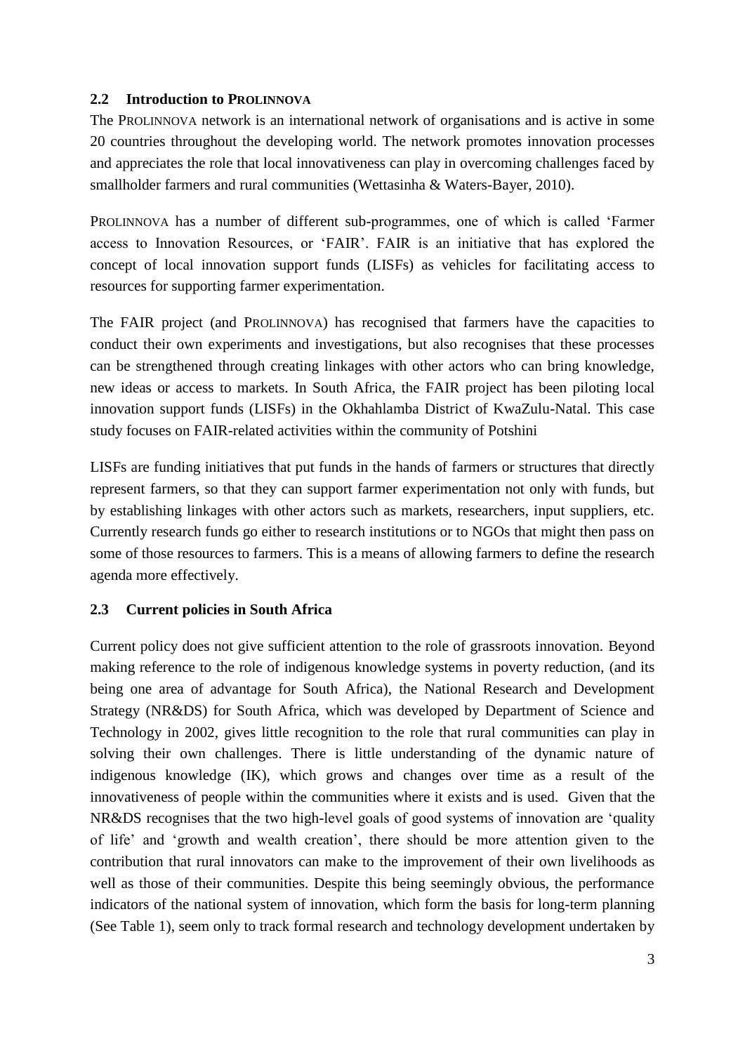## 2.2 Introduction to PROLINNOVA

The PROLINNOVA network is an international network of organisations and is active in some 20 countries throughout the developing world. The network promotes innovation processes and appreciates the role that local innovativeness can play in overcoming challenges faced by smallholder farmers and rural communities (Wettasinha & Waters-Bayer, 2010).

PROLINNOVA has a number of different sub-programmes, one of which is called 'Farmer access to Innovation Resources, or 'FAIR'. FAIR is an initiative that has explored the concept of local innovation support funds (LISFs) as vehicles for facilitating access to resources for supporting farmer experimentation.

The FAIR project (and PROLINNOVA) has recognised that farmers have the capacities to conduct their own experiments and investigations, but also recognises that these processes can be strengthened through creating linkages with other actors who can bring knowledge, new ideas or access to markets. In South Africa, the FAIR project has been piloting local innovation support funds (LISFs) in the Okhahlamba District of KwaZulu-Natal. This case study focuses on FAIR-related activities within the community of Potshini

LISFs are funding initiatives that put funds in the hands of farmers or structures that directly represent farmers, so that they can support farmer experimentation not only with funds, but by establishing linkages with other actors such as markets, researchers, input suppliers, etc. Currently research funds go either to research institutions or to NGOs that might then pass on some of those resources to farmers. This is a means of allowing farmers to define the research agenda more effectively.

## 2.3 Current policies in South Africa

Current policy does not give sufficient attention to the role of grassroots innovation. Beyond making reference to the role of indigenous knowledge systems in poverty reduction, (and its being one area of advantage for South Africa), the National Research and Development Strategy (NR&DS) for South Africa, which was developed by Department of Science and Technology in 2002, gives little recognition to the role that rural communities can play in solving their own challenges. There is little understanding of the dynamic nature of indigenous knowledge (IK), which grows and changes over time as a result of the innovativeness of people within the communities where it exists and is used. Given that the NR&DS recognises that the two high-level goals of good systems of innovation are 'quality of life' and 'growth and wealth creation', there should be more attention given to the contribution that rural innovators can make to the improvement of their own livelihoods as well as those of their communities. Despite this being seemingly obvious, the performance indicators of the national system of innovation, which form the basis for long-term planning (See Table 1), seem only to track formal research and technology development undertaken by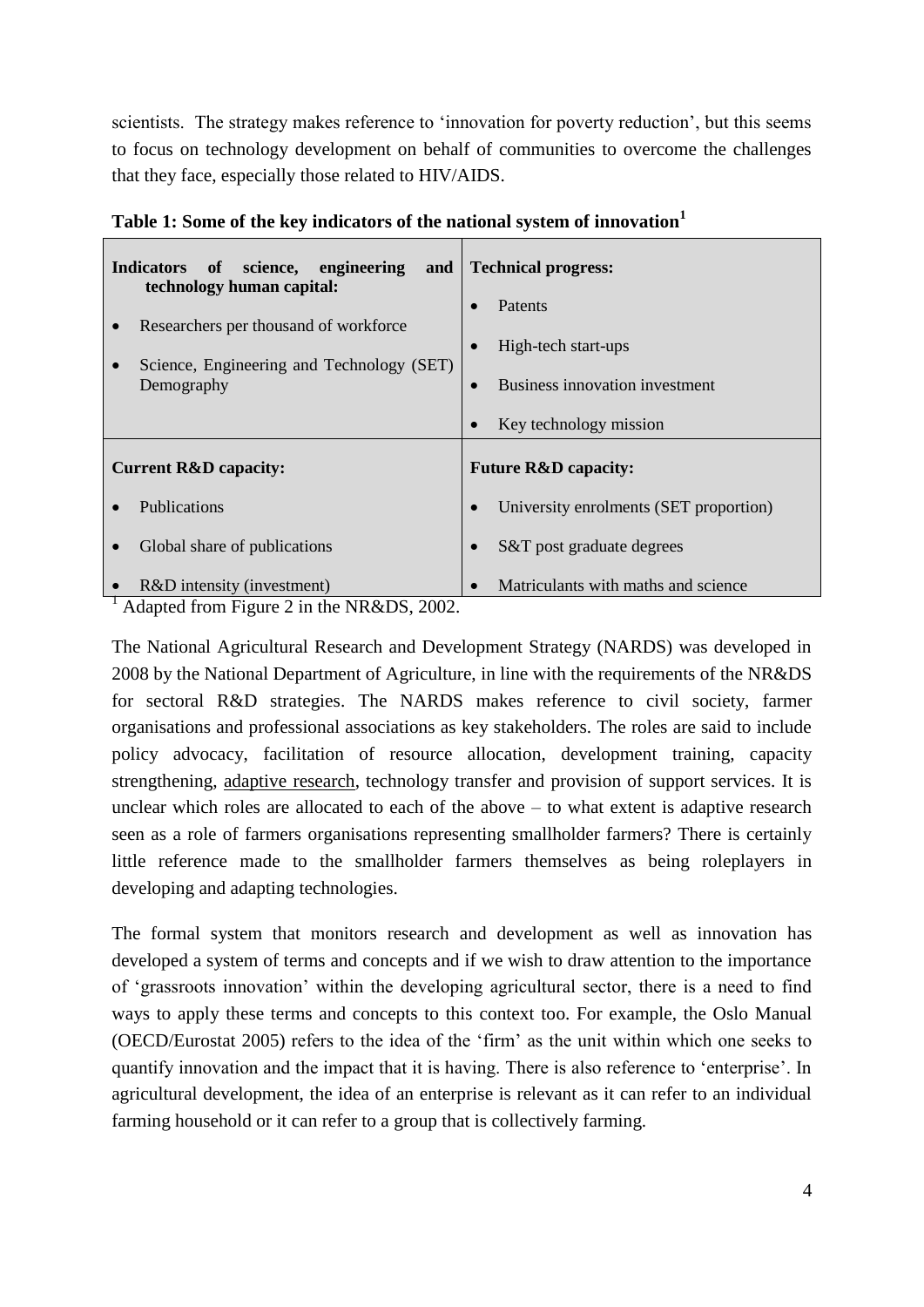scientists. The strategy makes reference to 'innovation for poverty reduction', but this seems to focus on technology development on behalf of communities to overcome the challenges that they face, especially those related to HIV/AIDS.

**Table 1: Some of the key indicators of the national system of innovation[1]**

| **Indicators of science, engineering and technology human capital:** | **Technical progress:** |
|---|---|
| • Researchers per thousand of workforce<br>• Science, Engineering and Technology (SET) Demography | • Patents<br>• High-tech start-ups<br>• Business innovation investment<br>• Key technology mission |
| **Current R&D capacity:** | **Future R&D capacity:** |
| • Publications<br>• Global share of publications<br>• R&D intensity (investment) | • University enrolments (SET proportion)<br>• S&T post graduate degrees<br>• Matriculants with maths and science |

[1] Adapted from Figure 2 in the NR&DS, 2002.

The National Agricultural Research and Development Strategy (NARDS) was developed in 2008 by the National Department of Agriculture, in line with the requirements of the NR&DS for sectoral R&D strategies. The NARDS makes reference to civil society, farmer organisations and professional associations as key stakeholders. The roles are said to include policy advocacy, facilitation of resource allocation, development training, capacity strengthening, adaptive research, technology transfer and provision of support services. It is unclear which roles are allocated to each of the above – to what extent is adaptive research seen as a role of farmers organisations representing smallholder farmers? There is certainly little reference made to the smallholder farmers themselves as being roleplayers in developing and adapting technologies.

The formal system that monitors research and development as well as innovation has developed a system of terms and concepts and if we wish to draw attention to the importance of 'grassroots innovation' within the developing agricultural sector, there is a need to find ways to apply these terms and concepts to this context too. For example, the Oslo Manual (OECD/Eurostat 2005) refers to the idea of the 'firm' as the unit within which one seeks to quantify innovation and the impact that it is having. There is also reference to 'enterprise'. In agricultural development, the idea of an enterprise is relevant as it can refer to an individual farming household or it can refer to a group that is collectively farming.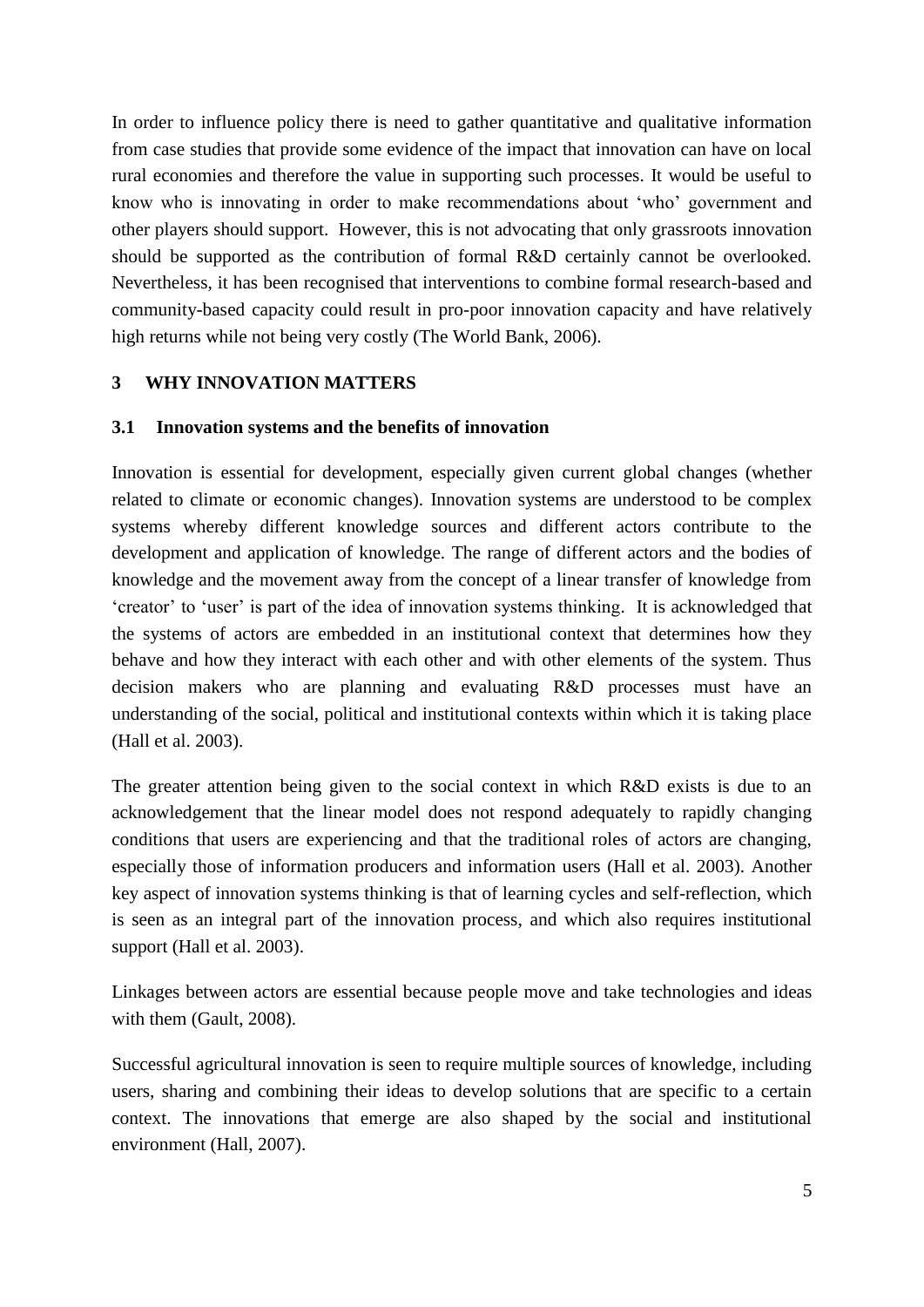In order to influence policy there is need to gather quantitative and qualitative information from case studies that provide some evidence of the impact that innovation can have on local rural economies and therefore the value in supporting such processes. It would be useful to know who is innovating in order to make recommendations about 'who' government and other players should support. However, this is not advocating that only grassroots innovation should be supported as the contribution of formal R&D certainly cannot be overlooked. Nevertheless, it has been recognised that interventions to combine formal research-based and community-based capacity could result in pro-poor innovation capacity and have relatively high returns while not being very costly (The World Bank, 2006).

## 3 WHY INNOVATION MATTERS

### 3.1 Innovation systems and the benefits of innovation

Innovation is essential for development, especially given current global changes (whether related to climate or economic changes). Innovation systems are understood to be complex systems whereby different knowledge sources and different actors contribute to the development and application of knowledge. The range of different actors and the bodies of knowledge and the movement away from the concept of a linear transfer of knowledge from 'creator' to 'user' is part of the idea of innovation systems thinking. It is acknowledged that the systems of actors are embedded in an institutional context that determines how they behave and how they interact with each other and with other elements of the system. Thus decision makers who are planning and evaluating R&D processes must have an understanding of the social, political and institutional contexts within which it is taking place (Hall et al. 2003).

The greater attention being given to the social context in which R&D exists is due to an acknowledgement that the linear model does not respond adequately to rapidly changing conditions that users are experiencing and that the traditional roles of actors are changing, especially those of information producers and information users (Hall et al. 2003). Another key aspect of innovation systems thinking is that of learning cycles and self-reflection, which is seen as an integral part of the innovation process, and which also requires institutional support (Hall et al. 2003).

Linkages between actors are essential because people move and take technologies and ideas with them (Gault, 2008).

Successful agricultural innovation is seen to require multiple sources of knowledge, including users, sharing and combining their ideas to develop solutions that are specific to a certain context. The innovations that emerge are also shaped by the social and institutional environment (Hall, 2007).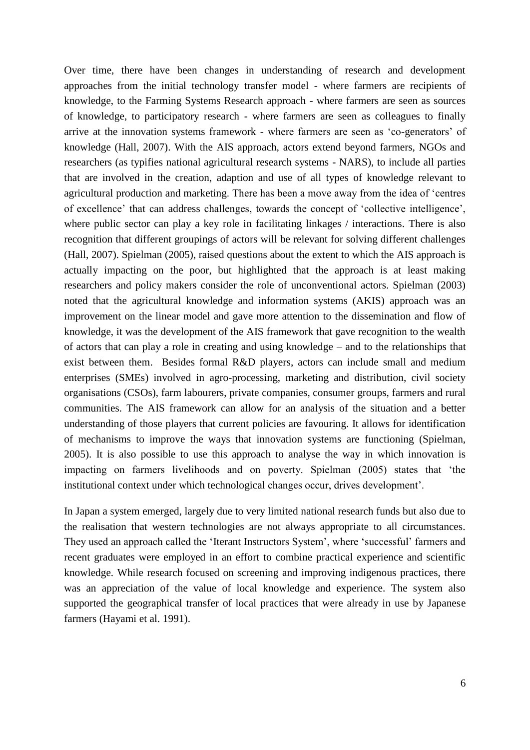Over time, there have been changes in understanding of research and development approaches from the initial technology transfer model - where farmers are recipients of knowledge, to the Farming Systems Research approach - where farmers are seen as sources of knowledge, to participatory research - where farmers are seen as colleagues to finally arrive at the innovation systems framework - where farmers are seen as 'co-generators' of knowledge (Hall, 2007). With the AIS approach, actors extend beyond farmers, NGOs and researchers (as typifies national agricultural research systems - NARS), to include all parties that are involved in the creation, adaption and use of all types of knowledge relevant to agricultural production and marketing. There has been a move away from the idea of 'centres of excellence' that can address challenges, towards the concept of 'collective intelligence', where public sector can play a key role in facilitating linkages / interactions. There is also recognition that different groupings of actors will be relevant for solving different challenges (Hall, 2007). Spielman (2005), raised questions about the extent to which the AIS approach is actually impacting on the poor, but highlighted that the approach is at least making researchers and policy makers consider the role of unconventional actors. Spielman (2003) noted that the agricultural knowledge and information systems (AKIS) approach was an improvement on the linear model and gave more attention to the dissemination and flow of knowledge, it was the development of the AIS framework that gave recognition to the wealth of actors that can play a role in creating and using knowledge – and to the relationships that exist between them. Besides formal R&D players, actors can include small and medium enterprises (SMEs) involved in agro-processing, marketing and distribution, civil society organisations (CSOs), farm labourers, private companies, consumer groups, farmers and rural communities. The AIS framework can allow for an analysis of the situation and a better understanding of those players that current policies are favouring. It allows for identification of mechanisms to improve the ways that innovation systems are functioning (Spielman, 2005). It is also possible to use this approach to analyse the way in which innovation is impacting on farmers livelihoods and on poverty. Spielman (2005) states that 'the institutional context under which technological changes occur, drives development'.

In Japan a system emerged, largely due to very limited national research funds but also due to the realisation that western technologies are not always appropriate to all circumstances. They used an approach called the 'Iterant Instructors System', where 'successful' farmers and recent graduates were employed in an effort to combine practical experience and scientific knowledge. While research focused on screening and improving indigenous practices, there was an appreciation of the value of local knowledge and experience. The system also supported the geographical transfer of local practices that were already in use by Japanese farmers (Hayami et al. 1991).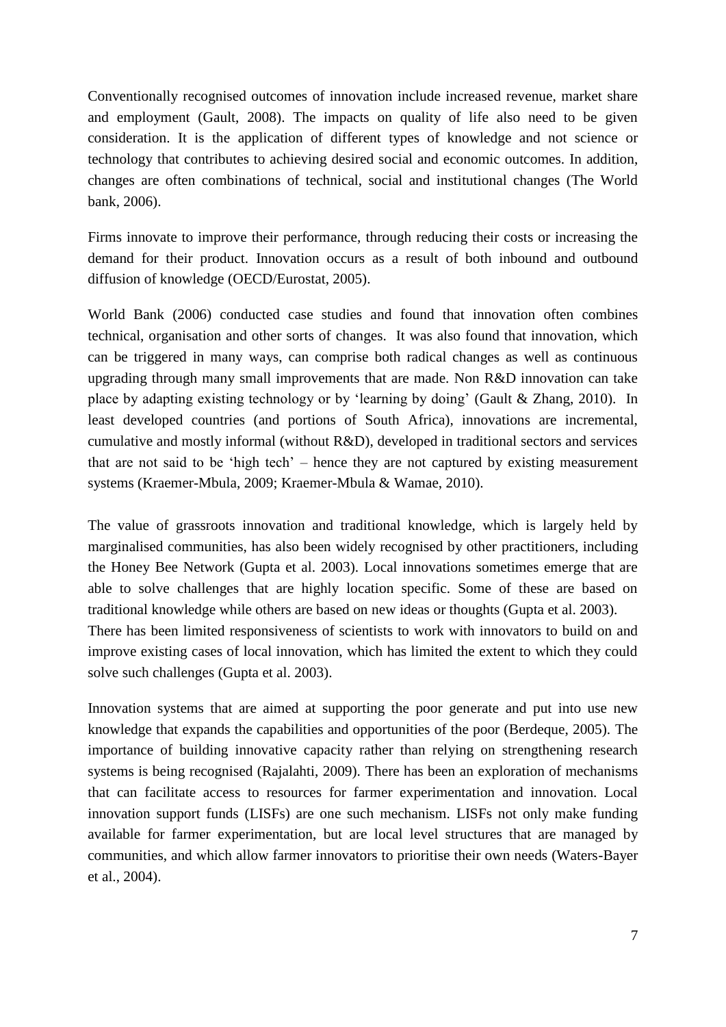Conventionally recognised outcomes of innovation include increased revenue, market share and employment (Gault, 2008). The impacts on quality of life also need to be given consideration. It is the application of different types of knowledge and not science or technology that contributes to achieving desired social and economic outcomes. In addition, changes are often combinations of technical, social and institutional changes (The World bank, 2006).

Firms innovate to improve their performance, through reducing their costs or increasing the demand for their product. Innovation occurs as a result of both inbound and outbound diffusion of knowledge (OECD/Eurostat, 2005).

World Bank (2006) conducted case studies and found that innovation often combines technical, organisation and other sorts of changes. It was also found that innovation, which can be triggered in many ways, can comprise both radical changes as well as continuous upgrading through many small improvements that are made. Non R&D innovation can take place by adapting existing technology or by 'learning by doing' (Gault & Zhang, 2010). In least developed countries (and portions of South Africa), innovations are incremental, cumulative and mostly informal (without R&D), developed in traditional sectors and services that are not said to be 'high tech' – hence they are not captured by existing measurement systems (Kraemer-Mbula, 2009; Kraemer-Mbula & Wamae, 2010).

The value of grassroots innovation and traditional knowledge, which is largely held by marginalised communities, has also been widely recognised by other practitioners, including the Honey Bee Network (Gupta et al. 2003). Local innovations sometimes emerge that are able to solve challenges that are highly location specific. Some of these are based on traditional knowledge while others are based on new ideas or thoughts (Gupta et al. 2003). There has been limited responsiveness of scientists to work with innovators to build on and improve existing cases of local innovation, which has limited the extent to which they could solve such challenges (Gupta et al. 2003).

Innovation systems that are aimed at supporting the poor generate and put into use new knowledge that expands the capabilities and opportunities of the poor (Berdeque, 2005). The importance of building innovative capacity rather than relying on strengthening research systems is being recognised (Rajalahti, 2009). There has been an exploration of mechanisms that can facilitate access to resources for farmer experimentation and innovation. Local innovation support funds (LISFs) are one such mechanism. LISFs not only make funding available for farmer experimentation, but are local level structures that are managed by communities, and which allow farmer innovators to prioritise their own needs (Waters-Bayer et al., 2004).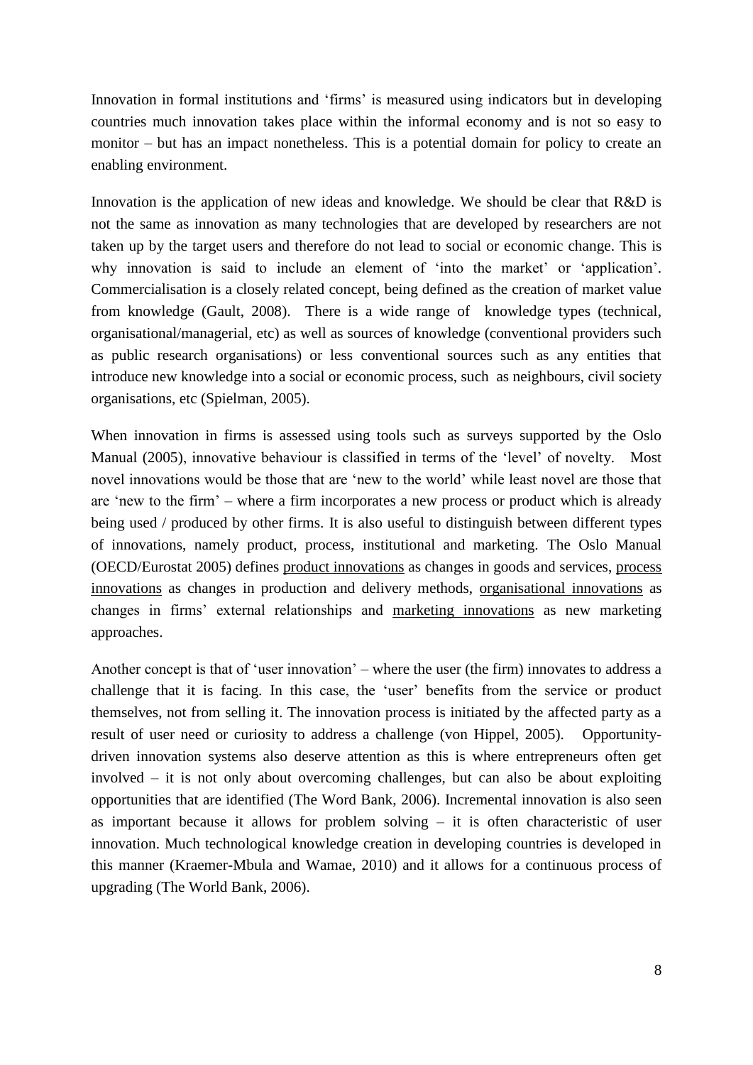Innovation in formal institutions and 'firms' is measured using indicators but in developing countries much innovation takes place within the informal economy and is not so easy to monitor – but has an impact nonetheless. This is a potential domain for policy to create an enabling environment.

Innovation is the application of new ideas and knowledge. We should be clear that R&D is not the same as innovation as many technologies that are developed by researchers are not taken up by the target users and therefore do not lead to social or economic change. This is why innovation is said to include an element of 'into the market' or 'application'. Commercialisation is a closely related concept, being defined as the creation of market value from knowledge (Gault, 2008). There is a wide range of knowledge types (technical, organisational/managerial, etc) as well as sources of knowledge (conventional providers such as public research organisations) or less conventional sources such as any entities that introduce new knowledge into a social or economic process, such as neighbours, civil society organisations, etc (Spielman, 2005).

When innovation in firms is assessed using tools such as surveys supported by the Oslo Manual (2005), innovative behaviour is classified in terms of the 'level' of novelty. Most novel innovations would be those that are 'new to the world' while least novel are those that are 'new to the firm' – where a firm incorporates a new process or product which is already being used / produced by other firms. It is also useful to distinguish between different types of innovations, namely product, process, institutional and marketing. The Oslo Manual (OECD/Eurostat 2005) defines <u>product innovations</u> as changes in goods and services, <u>process innovations</u> as changes in production and delivery methods, <u>organisational innovations</u> as changes in firms' external relationships and <u>marketing innovations</u> as new marketing approaches.

Another concept is that of 'user innovation' – where the user (the firm) innovates to address a challenge that it is facing. In this case, the 'user' benefits from the service or product themselves, not from selling it. The innovation process is initiated by the affected party as a result of user need or curiosity to address a challenge (von Hippel, 2005). Opportunity-driven innovation systems also deserve attention as this is where entrepreneurs often get involved – it is not only about overcoming challenges, but can also be about exploiting opportunities that are identified (The Word Bank, 2006). Incremental innovation is also seen as important because it allows for problem solving – it is often characteristic of user innovation. Much technological knowledge creation in developing countries is developed in this manner (Kraemer-Mbula and Wamae, 2010) and it allows for a continuous process of upgrading (The World Bank, 2006).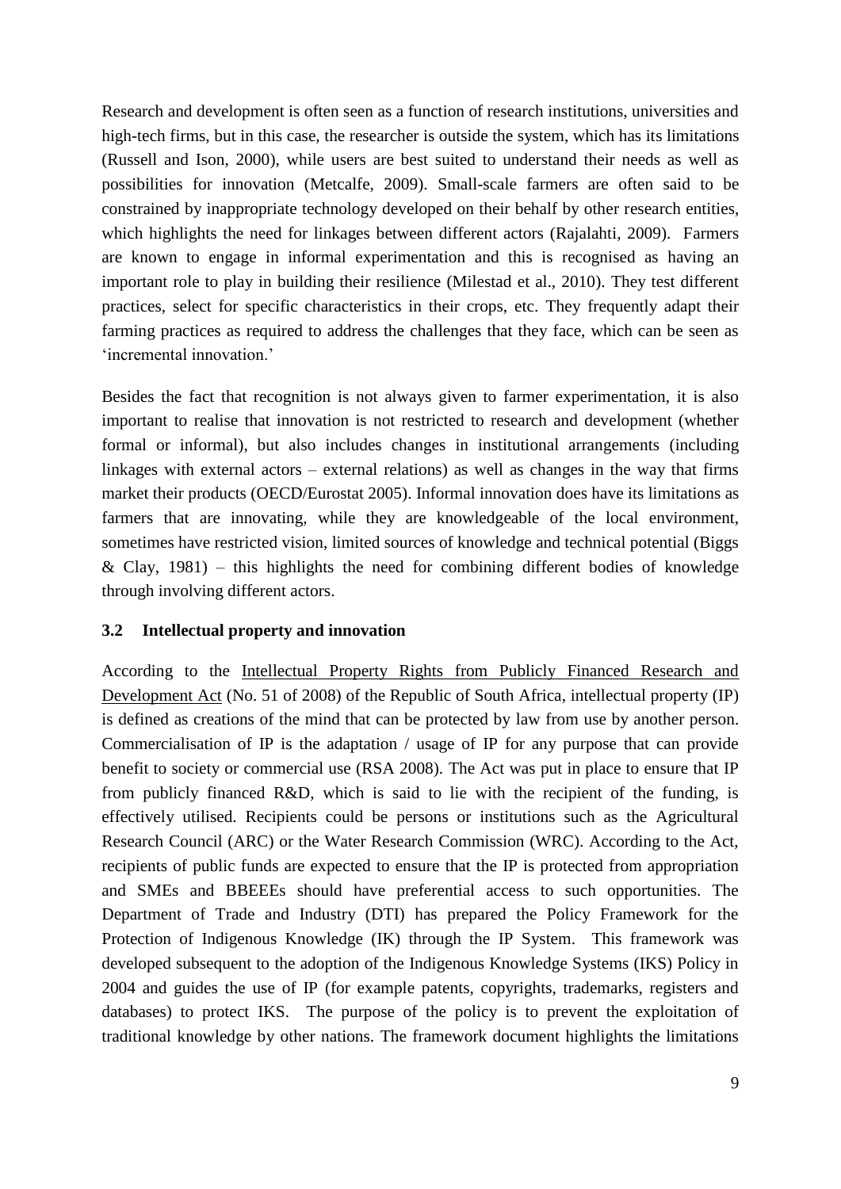Research and development is often seen as a function of research institutions, universities and high-tech firms, but in this case, the researcher is outside the system, which has its limitations (Russell and Ison, 2000), while users are best suited to understand their needs as well as possibilities for innovation (Metcalfe, 2009). Small-scale farmers are often said to be constrained by inappropriate technology developed on their behalf by other research entities, which highlights the need for linkages between different actors (Rajalahti, 2009). Farmers are known to engage in informal experimentation and this is recognised as having an important role to play in building their resilience (Milestad et al., 2010). They test different practices, select for specific characteristics in their crops, etc. They frequently adapt their farming practices as required to address the challenges that they face, which can be seen as 'incremental innovation.'

Besides the fact that recognition is not always given to farmer experimentation, it is also important to realise that innovation is not restricted to research and development (whether formal or informal), but also includes changes in institutional arrangements (including linkages with external actors – external relations) as well as changes in the way that firms market their products (OECD/Eurostat 2005). Informal innovation does have its limitations as farmers that are innovating, while they are knowledgeable of the local environment, sometimes have restricted vision, limited sources of knowledge and technical potential (Biggs & Clay, 1981) – this highlights the need for combining different bodies of knowledge through involving different actors.

### 3.2 Intellectual property and innovation

According to the Intellectual Property Rights from Publicly Financed Research and Development Act (No. 51 of 2008) of the Republic of South Africa, intellectual property (IP) is defined as creations of the mind that can be protected by law from use by another person. Commercialisation of IP is the adaptation / usage of IP for any purpose that can provide benefit to society or commercial use (RSA 2008). The Act was put in place to ensure that IP from publicly financed R&D, which is said to lie with the recipient of the funding, is effectively utilised. Recipients could be persons or institutions such as the Agricultural Research Council (ARC) or the Water Research Commission (WRC). According to the Act, recipients of public funds are expected to ensure that the IP is protected from appropriation and SMEs and BBEEEs should have preferential access to such opportunities. The Department of Trade and Industry (DTI) has prepared the Policy Framework for the Protection of Indigenous Knowledge (IK) through the IP System. This framework was developed subsequent to the adoption of the Indigenous Knowledge Systems (IKS) Policy in 2004 and guides the use of IP (for example patents, copyrights, trademarks, registers and databases) to protect IKS. The purpose of the policy is to prevent the exploitation of traditional knowledge by other nations. The framework document highlights the limitations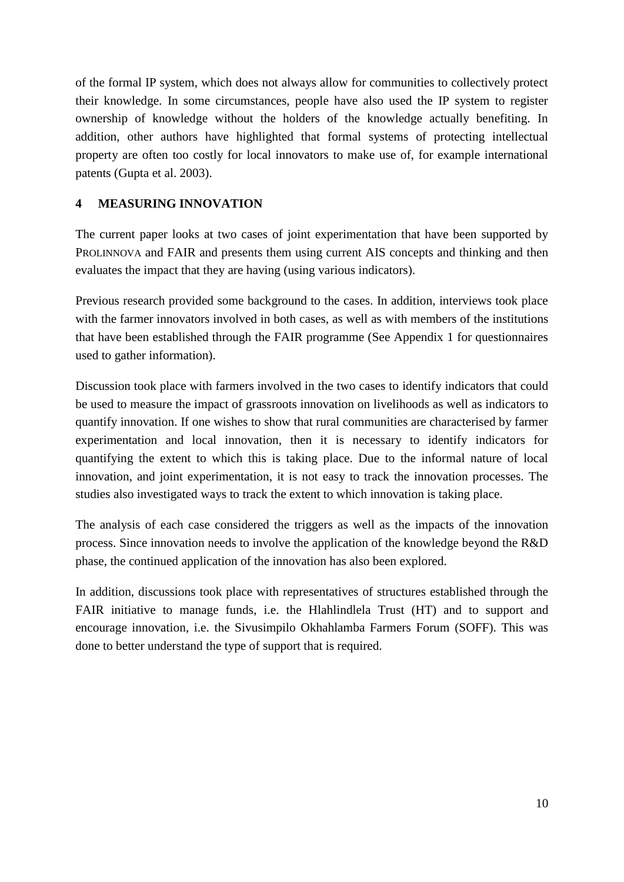of the formal IP system, which does not always allow for communities to collectively protect their knowledge. In some circumstances, people have also used the IP system to register ownership of knowledge without the holders of the knowledge actually benefiting. In addition, other authors have highlighted that formal systems of protecting intellectual property are often too costly for local innovators to make use of, for example international patents (Gupta et al. 2003).

## 4 MEASURING INNOVATION

The current paper looks at two cases of joint experimentation that have been supported by PROLINNOVA and FAIR and presents them using current AIS concepts and thinking and then evaluates the impact that they are having (using various indicators).

Previous research provided some background to the cases. In addition, interviews took place with the farmer innovators involved in both cases, as well as with members of the institutions that have been established through the FAIR programme (See Appendix 1 for questionnaires used to gather information).

Discussion took place with farmers involved in the two cases to identify indicators that could be used to measure the impact of grassroots innovation on livelihoods as well as indicators to quantify innovation. If one wishes to show that rural communities are characterised by farmer experimentation and local innovation, then it is necessary to identify indicators for quantifying the extent to which this is taking place. Due to the informal nature of local innovation, and joint experimentation, it is not easy to track the innovation processes. The studies also investigated ways to track the extent to which innovation is taking place.

The analysis of each case considered the triggers as well as the impacts of the innovation process. Since innovation needs to involve the application of the knowledge beyond the R&D phase, the continued application of the innovation has also been explored.

In addition, discussions took place with representatives of structures established through the FAIR initiative to manage funds, i.e. the Hlahlindlela Trust (HT) and to support and encourage innovation, i.e. the Sivusimpilo Okhahlamba Farmers Forum (SOFF). This was done to better understand the type of support that is required.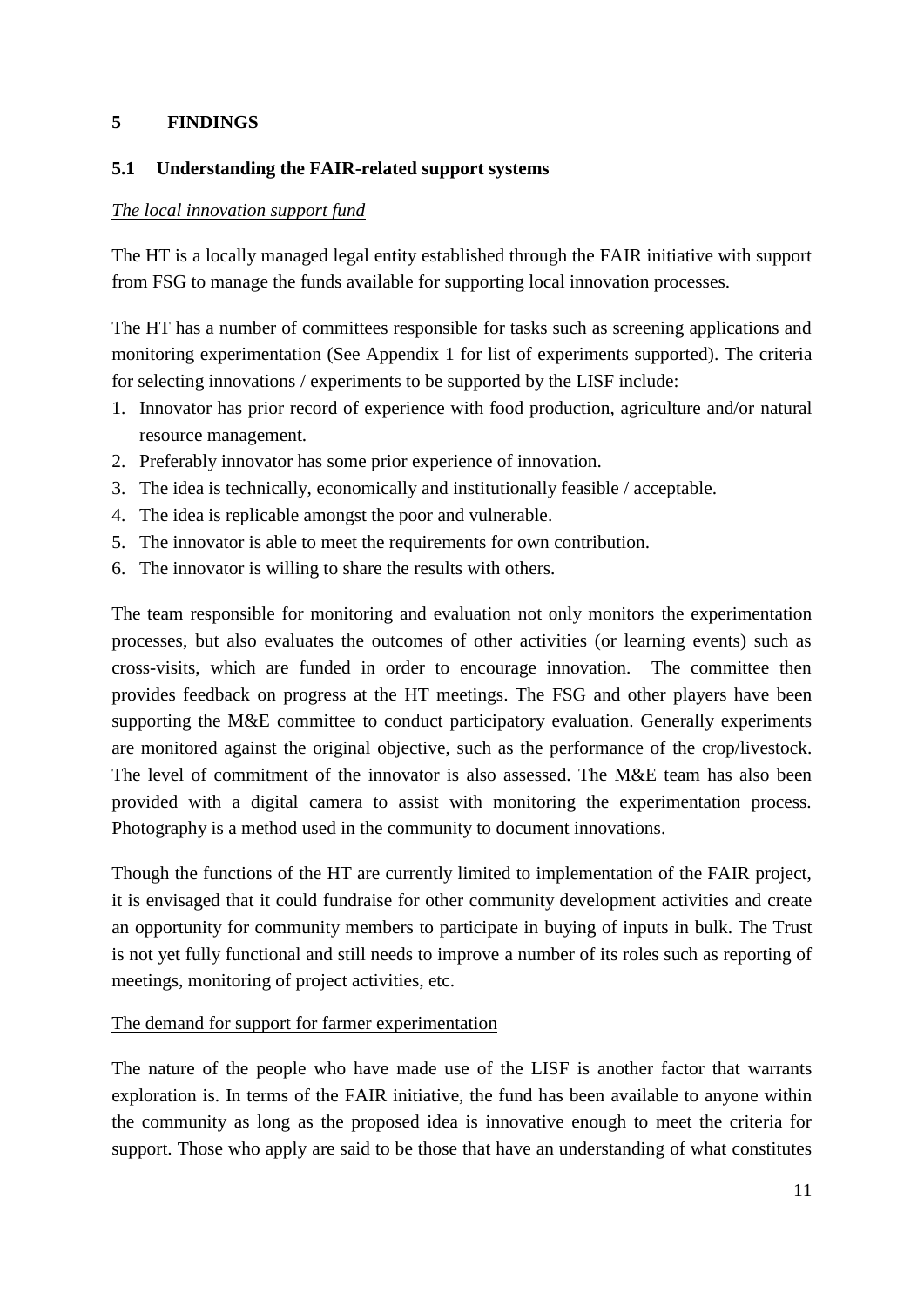# 5 FINDINGS

## 5.1 Understanding the FAIR-related support systems

*The local innovation support fund*

The HT is a locally managed legal entity established through the FAIR initiative with support from FSG to manage the funds available for supporting local innovation processes.

The HT has a number of committees responsible for tasks such as screening applications and monitoring experimentation (See Appendix 1 for list of experiments supported). The criteria for selecting innovations / experiments to be supported by the LISF include:

1. Innovator has prior record of experience with food production, agriculture and/or natural resource management.
2. Preferably innovator has some prior experience of innovation.
3. The idea is technically, economically and institutionally feasible / acceptable.
4. The idea is replicable amongst the poor and vulnerable.
5. The innovator is able to meet the requirements for own contribution.
6. The innovator is willing to share the results with others.

The team responsible for monitoring and evaluation not only monitors the experimentation processes, but also evaluates the outcomes of other activities (or learning events) such as cross-visits, which are funded in order to encourage innovation. The committee then provides feedback on progress at the HT meetings. The FSG and other players have been supporting the M&E committee to conduct participatory evaluation. Generally experiments are monitored against the original objective, such as the performance of the crop/livestock. The level of commitment of the innovator is also assessed. The M&E team has also been provided with a digital camera to assist with monitoring the experimentation process. Photography is a method used in the community to document innovations.

Though the functions of the HT are currently limited to implementation of the FAIR project, it is envisaged that it could fundraise for other community development activities and create an opportunity for community members to participate in buying of inputs in bulk. The Trust is not yet fully functional and still needs to improve a number of its roles such as reporting of meetings, monitoring of project activities, etc.

The demand for support for farmer experimentation

The nature of the people who have made use of the LISF is another factor that warrants exploration is. In terms of the FAIR initiative, the fund has been available to anyone within the community as long as the proposed idea is innovative enough to meet the criteria for support. Those who apply are said to be those that have an understanding of what constitutes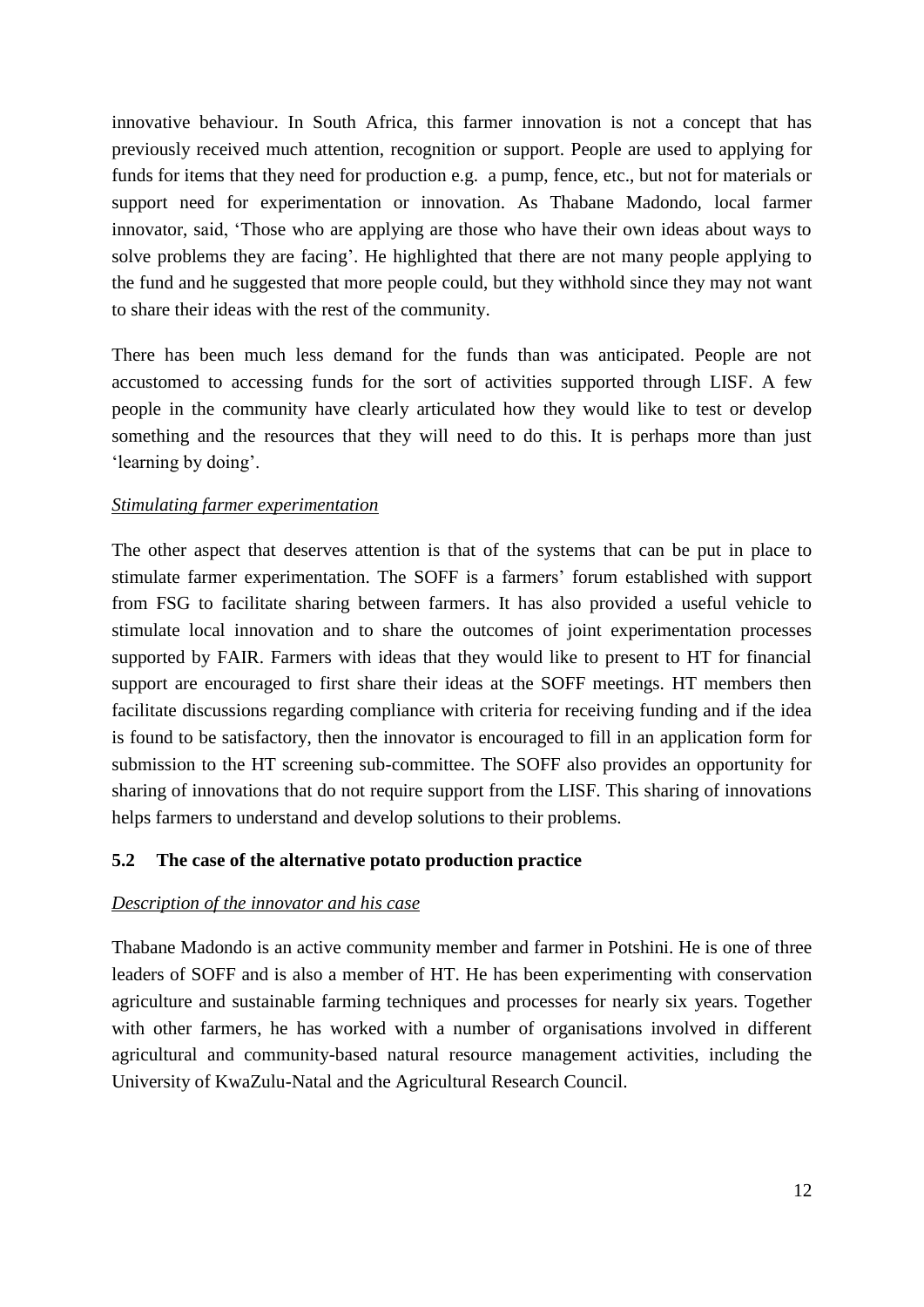innovative behaviour. In South Africa, this farmer innovation is not a concept that has previously received much attention, recognition or support. People are used to applying for funds for items that they need for production e.g. a pump, fence, etc., but not for materials or support need for experimentation or innovation. As Thabane Madondo, local farmer innovator, said, 'Those who are applying are those who have their own ideas about ways to solve problems they are facing'. He highlighted that there are not many people applying to the fund and he suggested that more people could, but they withhold since they may not want to share their ideas with the rest of the community.

There has been much less demand for the funds than was anticipated. People are not accustomed to accessing funds for the sort of activities supported through LISF. A few people in the community have clearly articulated how they would like to test or develop something and the resources that they will need to do this. It is perhaps more than just 'learning by doing'.

*Stimulating farmer experimentation*

The other aspect that deserves attention is that of the systems that can be put in place to stimulate farmer experimentation. The SOFF is a farmers' forum established with support from FSG to facilitate sharing between farmers. It has also provided a useful vehicle to stimulate local innovation and to share the outcomes of joint experimentation processes supported by FAIR. Farmers with ideas that they would like to present to HT for financial support are encouraged to first share their ideas at the SOFF meetings. HT members then facilitate discussions regarding compliance with criteria for receiving funding and if the idea is found to be satisfactory, then the innovator is encouraged to fill in an application form for submission to the HT screening sub-committee. The SOFF also provides an opportunity for sharing of innovations that do not require support from the LISF. This sharing of innovations helps farmers to understand and develop solutions to their problems.

### 5.2 The case of the alternative potato production practice

*Description of the innovator and his case*

Thabane Madondo is an active community member and farmer in Potshini. He is one of three leaders of SOFF and is also a member of HT. He has been experimenting with conservation agriculture and sustainable farming techniques and processes for nearly six years. Together with other farmers, he has worked with a number of organisations involved in different agricultural and community-based natural resource management activities, including the University of KwaZulu-Natal and the Agricultural Research Council.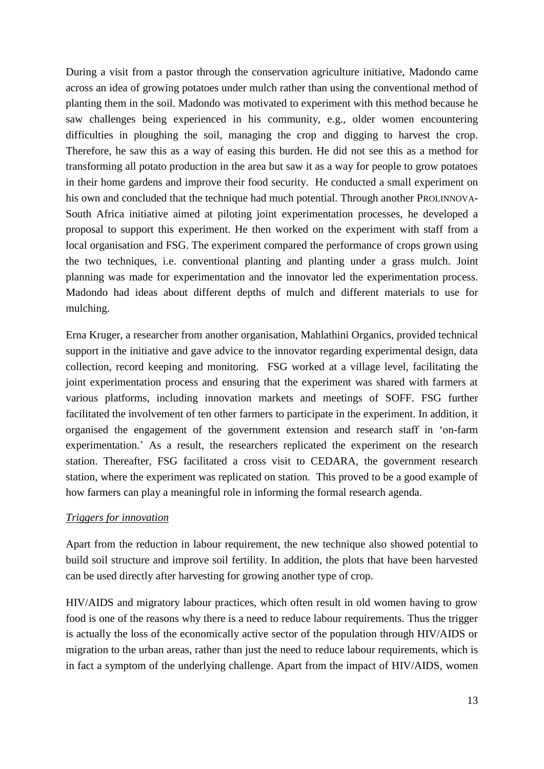During a visit from a pastor through the conservation agriculture initiative, Madondo came across an idea of growing potatoes under mulch rather than using the conventional method of planting them in the soil. Madondo was motivated to experiment with this method because he saw challenges being experienced in his community, e.g., older women encountering difficulties in ploughing the soil, managing the crop and digging to harvest the crop. Therefore, he saw this as a way of easing this burden. He did not see this as a method for transforming all potato production in the area but saw it as a way for people to grow potatoes in their home gardens and improve their food security. He conducted a small experiment on his own and concluded that the technique had much potential. Through another PROLINNOVA-South Africa initiative aimed at piloting joint experimentation processes, he developed a proposal to support this experiment. He then worked on the experiment with staff from a local organisation and FSG. The experiment compared the performance of crops grown using the two techniques, i.e. conventional planting and planting under a grass mulch. Joint planning was made for experimentation and the innovator led the experimentation process. Madondo had ideas about different depths of mulch and different materials to use for mulching.

Erna Kruger, a researcher from another organisation, Mahlathini Organics, provided technical support in the initiative and gave advice to the innovator regarding experimental design, data collection, record keeping and monitoring. FSG worked at a village level, facilitating the joint experimentation process and ensuring that the experiment was shared with farmers at various platforms, including innovation markets and meetings of SOFF. FSG further facilitated the involvement of ten other farmers to participate in the experiment. In addition, it organised the engagement of the government extension and research staff in 'on-farm experimentation.' As a result, the researchers replicated the experiment on the research station. Thereafter, FSG facilitated a cross visit to CEDARA, the government research station, where the experiment was replicated on station. This proved to be a good example of how farmers can play a meaningful role in informing the formal research agenda.

*Triggers for innovation*

Apart from the reduction in labour requirement, the new technique also showed potential to build soil structure and improve soil fertility. In addition, the plots that have been harvested can be used directly after harvesting for growing another type of crop.

HIV/AIDS and migratory labour practices, which often result in old women having to grow food is one of the reasons why there is a need to reduce labour requirements. Thus the trigger is actually the loss of the economically active sector of the population through HIV/AIDS or migration to the urban areas, rather than just the need to reduce labour requirements, which is in fact a symptom of the underlying challenge. Apart from the impact of HIV/AIDS, women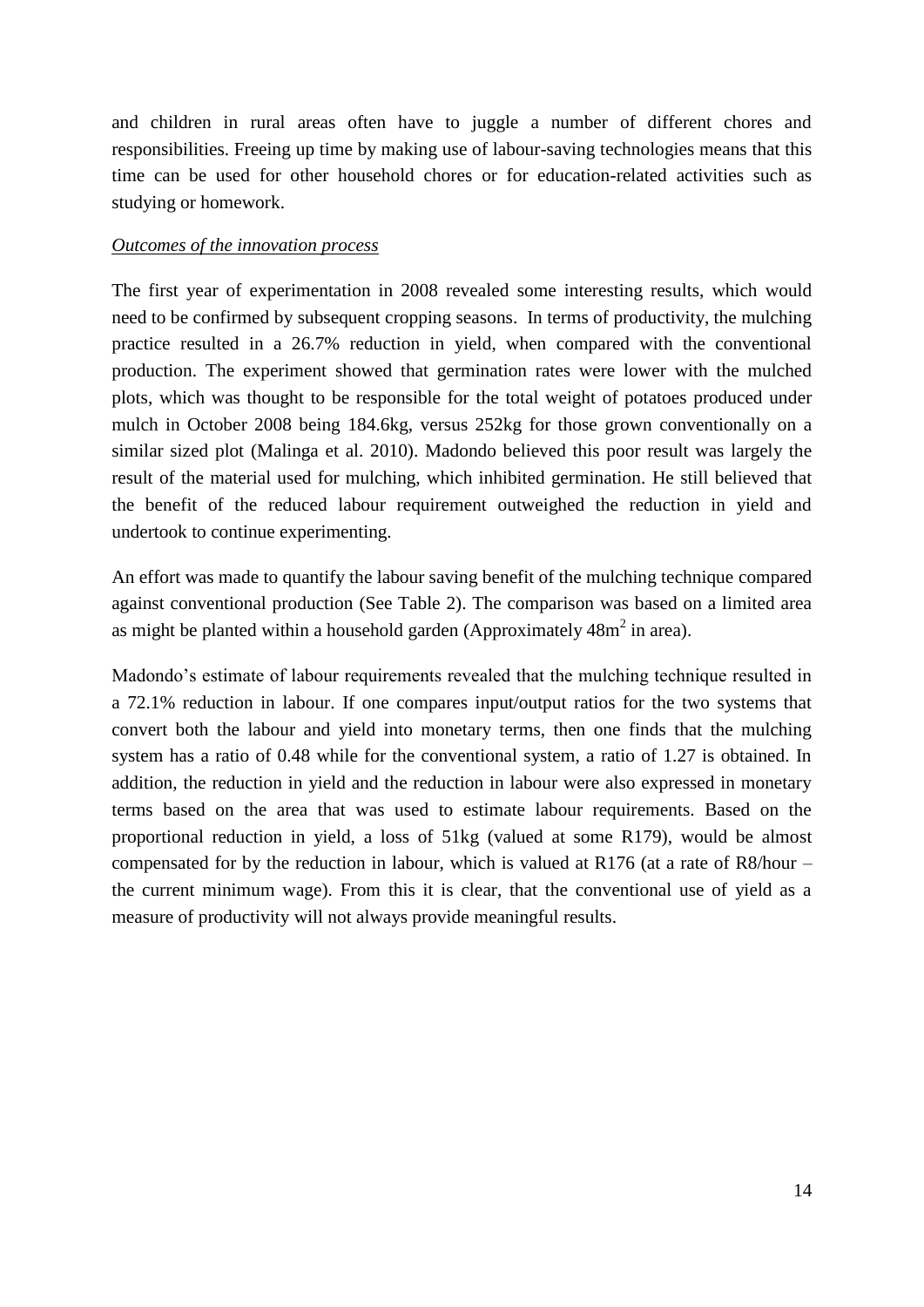and children in rural areas often have to juggle a number of different chores and responsibilities. Freeing up time by making use of labour-saving technologies means that this time can be used for other household chores or for education-related activities such as studying or homework.

*Outcomes of the innovation process*

The first year of experimentation in 2008 revealed some interesting results, which would need to be confirmed by subsequent cropping seasons. In terms of productivity, the mulching practice resulted in a 26.7% reduction in yield, when compared with the conventional production. The experiment showed that germination rates were lower with the mulched plots, which was thought to be responsible for the total weight of potatoes produced under mulch in October 2008 being 184.6kg, versus 252kg for those grown conventionally on a similar sized plot (Malinga et al. 2010). Madondo believed this poor result was largely the result of the material used for mulching, which inhibited germination. He still believed that the benefit of the reduced labour requirement outweighed the reduction in yield and undertook to continue experimenting.

An effort was made to quantify the labour saving benefit of the mulching technique compared against conventional production (See Table 2). The comparison was based on a limited area as might be planted within a household garden (Approximately $48m^2$ in area).

Madondo's estimate of labour requirements revealed that the mulching technique resulted in a 72.1% reduction in labour. If one compares input/output ratios for the two systems that convert both the labour and yield into monetary terms, then one finds that the mulching system has a ratio of 0.48 while for the conventional system, a ratio of 1.27 is obtained. In addition, the reduction in yield and the reduction in labour were also expressed in monetary terms based on the area that was used to estimate labour requirements. Based on the proportional reduction in yield, a loss of 51kg (valued at some R179), would be almost compensated for by the reduction in labour, which is valued at R176 (at a rate of R8/hour – the current minimum wage). From this it is clear, that the conventional use of yield as a measure of productivity will not always provide meaningful results.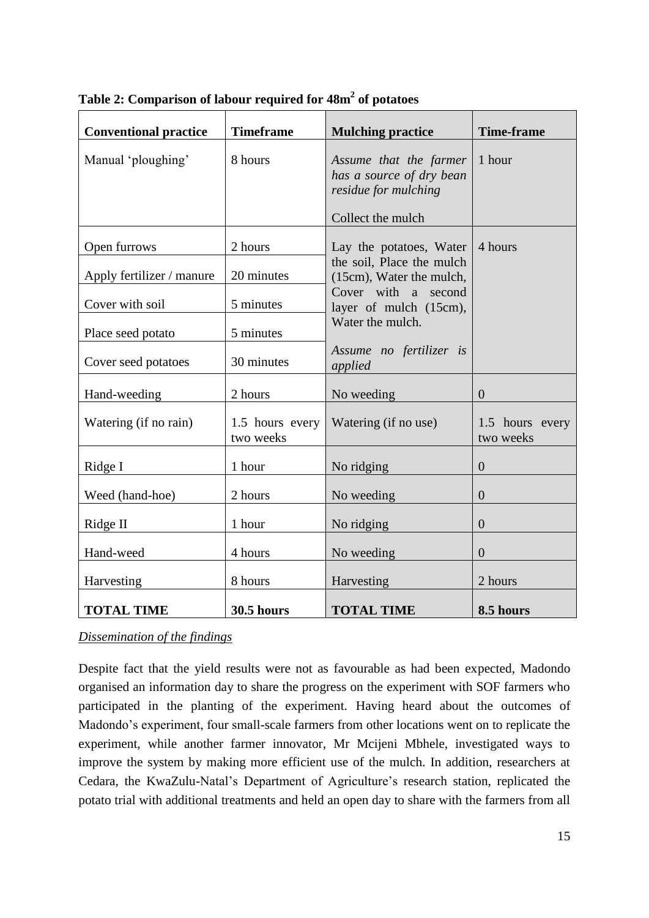**Table 2: Comparison of labour required for $48m^2$ of potatoes**

| Conventional practice | Timeframe | Mulching practice | Time-frame |
|---|---|---|---|
| Manual 'ploughing' | 8 hours | *Assume that the farmer has a source of dry bean residue for mulching*<br><br>Collect the mulch | 1 hour |
| Open furrows | 2 hours | Lay the potatoes, Water the soil, Place the mulch (15cm), Water the mulch, Cover with a second layer of mulch (15cm), Water the mulch.<br><br>*Assume no fertilizer is applied* | 4 hours |
| Apply fertilizer / manure | 20 minutes | | |
| Cover with soil | 5 minutes | | |
| Place seed potato | 5 minutes | | |
| Cover seed potatoes | 30 minutes | | |
| Hand-weeding | 2 hours | No weeding | 0 |
| Watering (if no rain) | 1.5 hours every two weeks | Watering (if no use) | 1.5 hours every two weeks |
| Ridge I | 1 hour | No ridging | 0 |
| Weed (hand-hoe) | 2 hours | No weeding | 0 |
| Ridge II | 1 hour | No ridging | 0 |
| Hand-weed | 4 hours | No weeding | 0 |
| Harvesting | 8 hours | Harvesting | 2 hours |
| **TOTAL TIME** | **30.5 hours** | **TOTAL TIME** | **8.5 hours** |

*Dissemination of the findings*

Despite fact that the yield results were not as favourable as had been expected, Madondo organised an information day to share the progress on the experiment with SOF farmers who participated in the planting of the experiment. Having heard about the outcomes of Madondo's experiment, four small-scale farmers from other locations went on to replicate the experiment, while another farmer innovator, Mr Mcijeni Mbhele, investigated ways to improve the system by making more efficient use of the mulch. In addition, researchers at Cedara, the KwaZulu-Natal's Department of Agriculture's research station, replicated the potato trial with additional treatments and held an open day to share with the farmers from all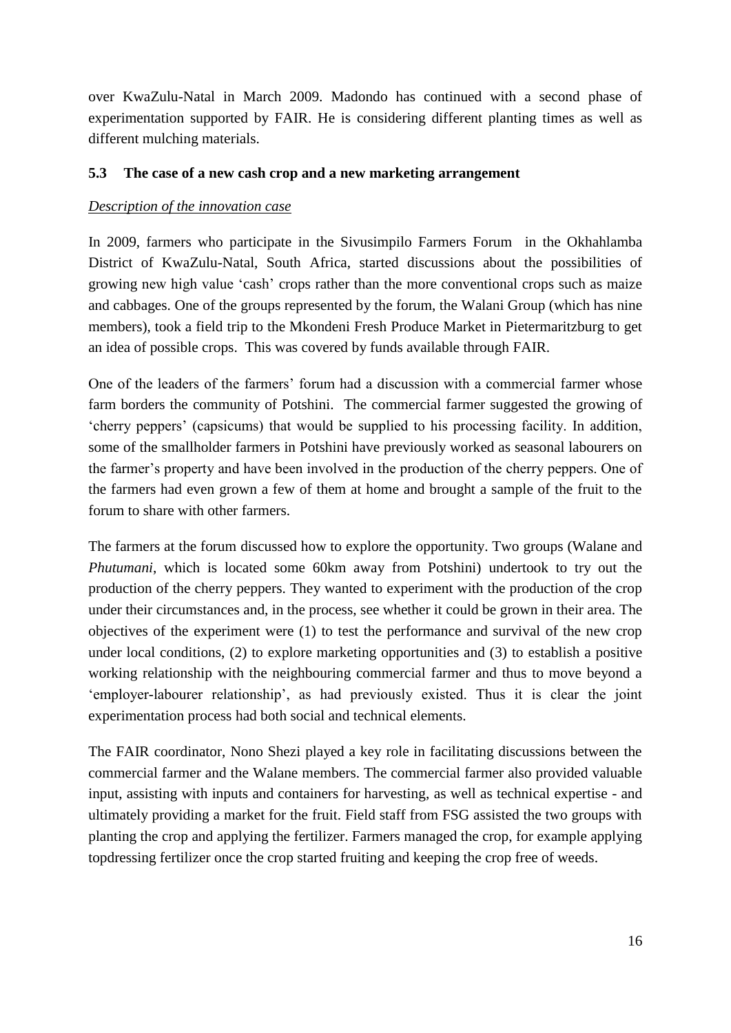over KwaZulu-Natal in March 2009. Madondo has continued with a second phase of experimentation supported by FAIR. He is considering different planting times as well as different mulching materials.

### 5.3 The case of a new cash crop and a new marketing arrangement

*Description of the innovation case*

In 2009, farmers who participate in the Sivusimpilo Farmers Forum in the Okhahlamba District of KwaZulu-Natal, South Africa, started discussions about the possibilities of growing new high value 'cash' crops rather than the more conventional crops such as maize and cabbages. One of the groups represented by the forum, the Walani Group (which has nine members), took a field trip to the Mkondeni Fresh Produce Market in Pietermaritzburg to get an idea of possible crops. This was covered by funds available through FAIR.

One of the leaders of the farmers' forum had a discussion with a commercial farmer whose farm borders the community of Potshini. The commercial farmer suggested the growing of 'cherry peppers' (capsicums) that would be supplied to his processing facility. In addition, some of the smallholder farmers in Potshini have previously worked as seasonal labourers on the farmer's property and have been involved in the production of the cherry peppers. One of the farmers had even grown a few of them at home and brought a sample of the fruit to the forum to share with other farmers.

The farmers at the forum discussed how to explore the opportunity. Two groups (Walane and *Phutumani*, which is located some 60km away from Potshini) undertook to try out the production of the cherry peppers. They wanted to experiment with the production of the crop under their circumstances and, in the process, see whether it could be grown in their area. The objectives of the experiment were (1) to test the performance and survival of the new crop under local conditions, (2) to explore marketing opportunities and (3) to establish a positive working relationship with the neighbouring commercial farmer and thus to move beyond a 'employer-labourer relationship', as had previously existed. Thus it is clear the joint experimentation process had both social and technical elements.

The FAIR coordinator, Nono Shezi played a key role in facilitating discussions between the commercial farmer and the Walane members. The commercial farmer also provided valuable input, assisting with inputs and containers for harvesting, as well as technical expertise - and ultimately providing a market for the fruit. Field staff from FSG assisted the two groups with planting the crop and applying the fertilizer. Farmers managed the crop, for example applying topdressing fertilizer once the crop started fruiting and keeping the crop free of weeds.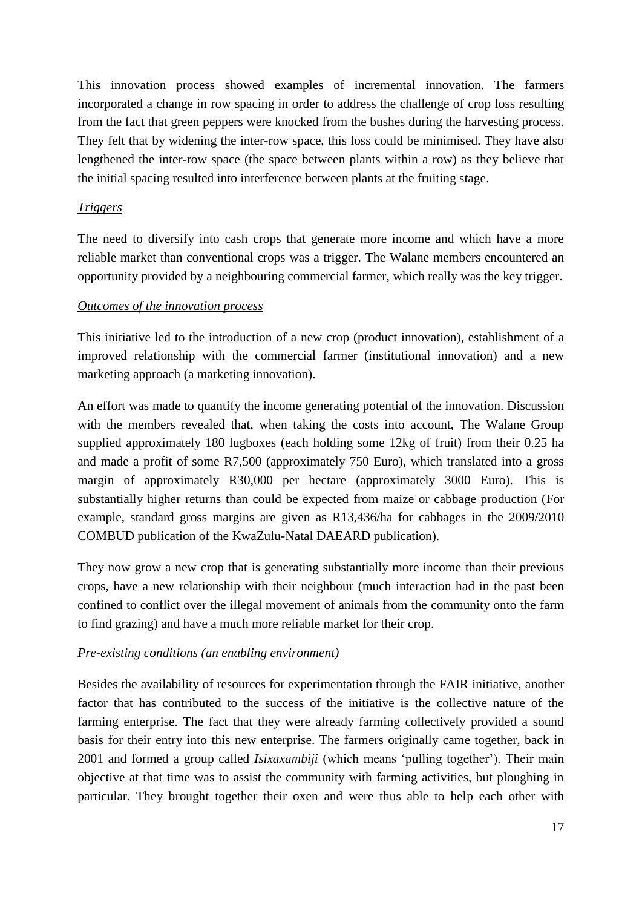This innovation process showed examples of incremental innovation. The farmers incorporated a change in row spacing in order to address the challenge of crop loss resulting from the fact that green peppers were knocked from the bushes during the harvesting process. They felt that by widening the inter-row space, this loss could be minimised. They have also lengthened the inter-row space (the space between plants within a row) as they believe that the initial spacing resulted into interference between plants at the fruiting stage.

*Triggers*

The need to diversify into cash crops that generate more income and which have a more reliable market than conventional crops was a trigger. The Walane members encountered an opportunity provided by a neighbouring commercial farmer, which really was the key trigger.

*Outcomes of the innovation process*

This initiative led to the introduction of a new crop (product innovation), establishment of a improved relationship with the commercial farmer (institutional innovation) and a new marketing approach (a marketing innovation).

An effort was made to quantify the income generating potential of the innovation. Discussion with the members revealed that, when taking the costs into account, The Walane Group supplied approximately 180 lugboxes (each holding some 12kg of fruit) from their 0.25 ha and made a profit of some R7,500 (approximately 750 Euro), which translated into a gross margin of approximately R30,000 per hectare (approximately 3000 Euro). This is substantially higher returns than could be expected from maize or cabbage production (For example, standard gross margins are given as R13,436/ha for cabbages in the 2009/2010 COMBUD publication of the KwaZulu-Natal DAEARD publication).

They now grow a new crop that is generating substantially more income than their previous crops, have a new relationship with their neighbour (much interaction had in the past been confined to conflict over the illegal movement of animals from the community onto the farm to find grazing) and have a much more reliable market for their crop.

*Pre-existing conditions (an enabling environment)*

Besides the availability of resources for experimentation through the FAIR initiative, another factor that has contributed to the success of the initiative is the collective nature of the farming enterprise. The fact that they were already farming collectively provided a sound basis for their entry into this new enterprise. The farmers originally came together, back in 2001 and formed a group called *Isixaxambiji* (which means 'pulling together'). Their main objective at that time was to assist the community with farming activities, but ploughing in particular. They brought together their oxen and were thus able to help each other with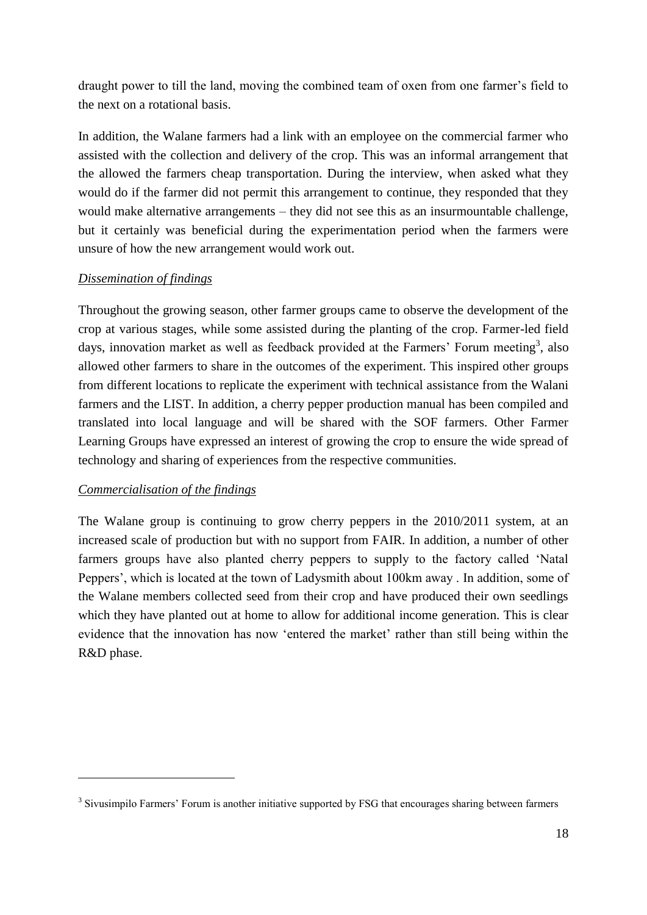draught power to till the land, moving the combined team of oxen from one farmer's field to the next on a rotational basis.

In addition, the Walane farmers had a link with an employee on the commercial farmer who assisted with the collection and delivery of the crop. This was an informal arrangement that the allowed the farmers cheap transportation. During the interview, when asked what they would do if the farmer did not permit this arrangement to continue, they responded that they would make alternative arrangements – they did not see this as an insurmountable challenge, but it certainly was beneficial during the experimentation period when the farmers were unsure of how the new arrangement would work out.

*Dissemination of findings*

Throughout the growing season, other farmer groups came to observe the development of the crop at various stages, while some assisted during the planting of the crop. Farmer-led field days, innovation market as well as feedback provided at the Farmers' Forum meeting[3], also allowed other farmers to share in the outcomes of the experiment. This inspired other groups from different locations to replicate the experiment with technical assistance from the Walani farmers and the LIST. In addition, a cherry pepper production manual has been compiled and translated into local language and will be shared with the SOF farmers. Other Farmer Learning Groups have expressed an interest of growing the crop to ensure the wide spread of technology and sharing of experiences from the respective communities.

*Commercialisation of the findings*

The Walane group is continuing to grow cherry peppers in the 2010/2011 system, at an increased scale of production but with no support from FAIR. In addition, a number of other farmers groups have also planted cherry peppers to supply to the factory called 'Natal Peppers', which is located at the town of Ladysmith about 100km away . In addition, some of the Walane members collected seed from their crop and have produced their own seedlings which they have planted out at home to allow for additional income generation. This is clear evidence that the innovation has now 'entered the market' rather than still being within the R&D phase.

---

[3] Sivusimpilo Farmers' Forum is another initiative supported by FSG that encourages sharing between farmers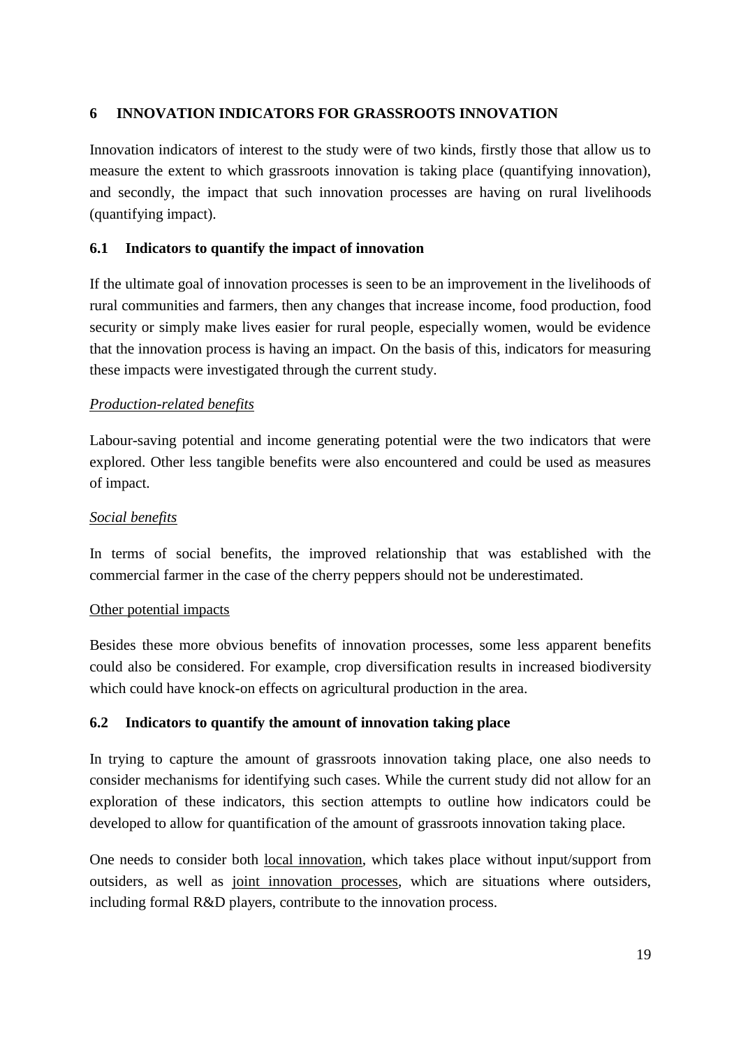## 6 INNOVATION INDICATORS FOR GRASSROOTS INNOVATION

Innovation indicators of interest to the study were of two kinds, firstly those that allow us to measure the extent to which grassroots innovation is taking place (quantifying innovation), and secondly, the impact that such innovation processes are having on rural livelihoods (quantifying impact).

### 6.1 Indicators to quantify the impact of innovation

If the ultimate goal of innovation processes is seen to be an improvement in the livelihoods of rural communities and farmers, then any changes that increase income, food production, food security or simply make lives easier for rural people, especially women, would be evidence that the innovation process is having an impact. On the basis of this, indicators for measuring these impacts were investigated through the current study.

*Production-related benefits*

Labour-saving potential and income generating potential were the two indicators that were explored. Other less tangible benefits were also encountered and could be used as measures of impact.

*Social benefits*

In terms of social benefits, the improved relationship that was established with the commercial farmer in the case of the cherry peppers should not be underestimated.

Other potential impacts

Besides these more obvious benefits of innovation processes, some less apparent benefits could also be considered. For example, crop diversification results in increased biodiversity which could have knock-on effects on agricultural production in the area.

### 6.2 Indicators to quantify the amount of innovation taking place

In trying to capture the amount of grassroots innovation taking place, one also needs to consider mechanisms for identifying such cases. While the current study did not allow for an exploration of these indicators, this section attempts to outline how indicators could be developed to allow for quantification of the amount of grassroots innovation taking place.

One needs to consider both local innovation, which takes place without input/support from outsiders, as well as joint innovation processes, which are situations where outsiders, including formal R&D players, contribute to the innovation process.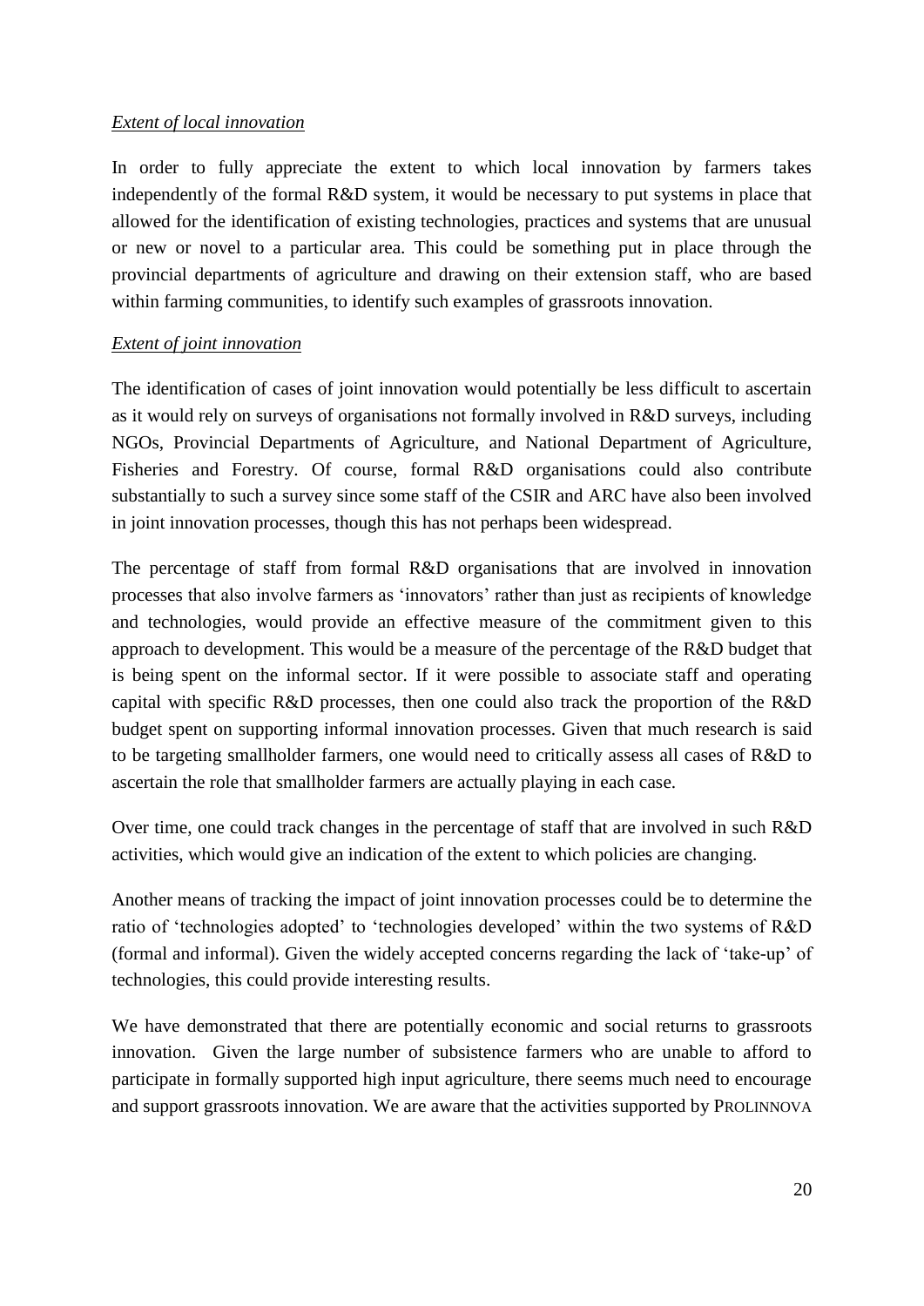*Extent of local innovation*

In order to fully appreciate the extent to which local innovation by farmers takes independently of the formal R&D system, it would be necessary to put systems in place that allowed for the identification of existing technologies, practices and systems that are unusual or new or novel to a particular area. This could be something put in place through the provincial departments of agriculture and drawing on their extension staff, who are based within farming communities, to identify such examples of grassroots innovation.

*Extent of joint innovation*

The identification of cases of joint innovation would potentially be less difficult to ascertain as it would rely on surveys of organisations not formally involved in R&D surveys, including NGOs, Provincial Departments of Agriculture, and National Department of Agriculture, Fisheries and Forestry. Of course, formal R&D organisations could also contribute substantially to such a survey since some staff of the CSIR and ARC have also been involved in joint innovation processes, though this has not perhaps been widespread.

The percentage of staff from formal R&D organisations that are involved in innovation processes that also involve farmers as 'innovators' rather than just as recipients of knowledge and technologies, would provide an effective measure of the commitment given to this approach to development. This would be a measure of the percentage of the R&D budget that is being spent on the informal sector. If it were possible to associate staff and operating capital with specific R&D processes, then one could also track the proportion of the R&D budget spent on supporting informal innovation processes. Given that much research is said to be targeting smallholder farmers, one would need to critically assess all cases of R&D to ascertain the role that smallholder farmers are actually playing in each case.

Over time, one could track changes in the percentage of staff that are involved in such R&D activities, which would give an indication of the extent to which policies are changing.

Another means of tracking the impact of joint innovation processes could be to determine the ratio of 'technologies adopted' to 'technologies developed' within the two systems of R&D (formal and informal). Given the widely accepted concerns regarding the lack of 'take-up' of technologies, this could provide interesting results.

We have demonstrated that there are potentially economic and social returns to grassroots innovation. Given the large number of subsistence farmers who are unable to afford to participate in formally supported high input agriculture, there seems much need to encourage and support grassroots innovation. We are aware that the activities supported by PROLINNOVA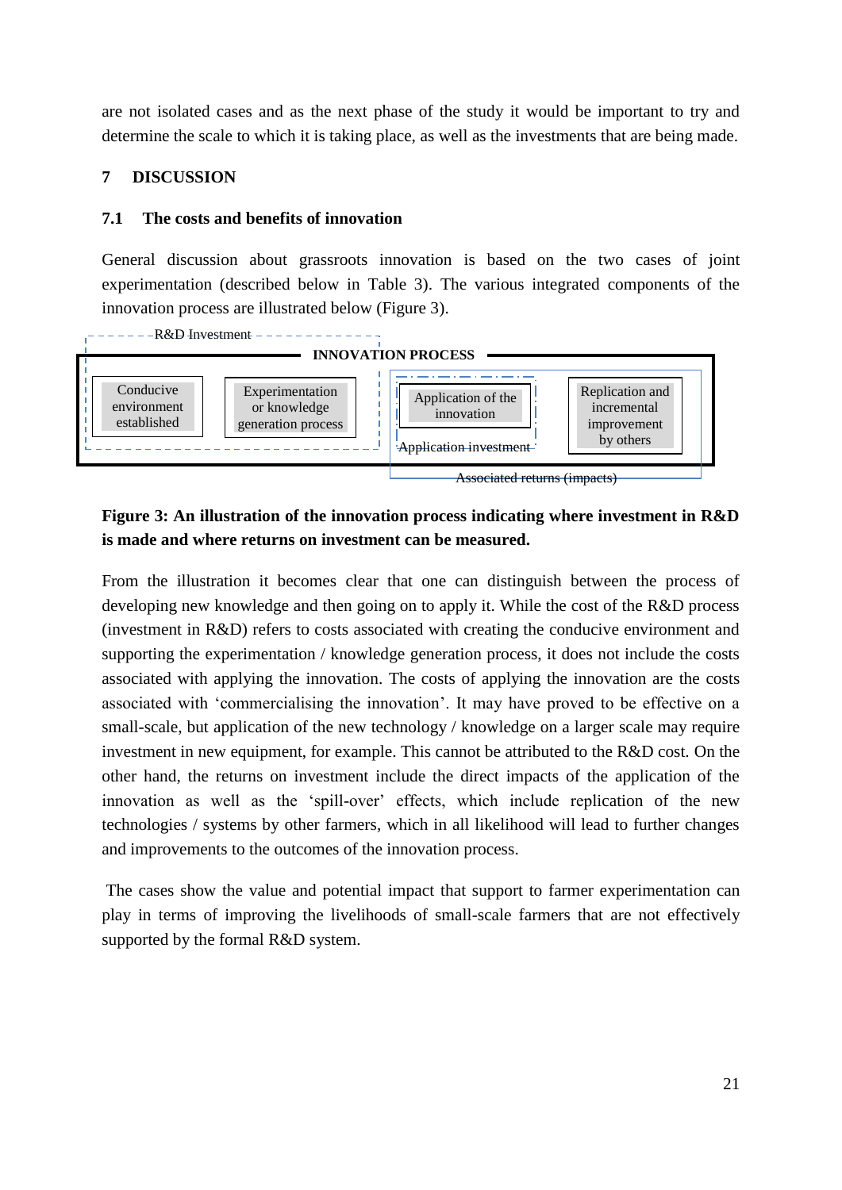are not isolated cases and as the next phase of the study it would be important to try and determine the scale to which it is taking place, as well as the investments that are being made.

## 7 DISCUSSION

### 7.1 The costs and benefits of innovation

General discussion about grassroots innovation is based on the two cases of joint experimentation (described below in Table 3). The various integrated components of the innovation process are illustrated below (Figure 3).

R&D Investment

**INNOVATION PROCESS**

Conducive environment established → Experimentation or knowledge generation process → Application of the innovation → Replication and incremental improvement by others

Application investment

Associated returns (impacts)

**Figure 3: An illustration of the innovation process indicating where investment in R&D is made and where returns on investment can be measured.**

From the illustration it becomes clear that one can distinguish between the process of developing new knowledge and then going on to apply it. While the cost of the R&D process (investment in R&D) refers to costs associated with creating the conducive environment and supporting the experimentation / knowledge generation process, it does not include the costs associated with applying the innovation. The costs of applying the innovation are the costs associated with 'commercialising the innovation'. It may have proved to be effective on a small-scale, but application of the new technology / knowledge on a larger scale may require investment in new equipment, for example. This cannot be attributed to the R&D cost. On the other hand, the returns on investment include the direct impacts of the application of the innovation as well as the 'spill-over' effects, which include replication of the new technologies / systems by other farmers, which in all likelihood will lead to further changes and improvements to the outcomes of the innovation process.

The cases show the value and potential impact that support to farmer experimentation can play in terms of improving the livelihoods of small-scale farmers that are not effectively supported by the formal R&D system.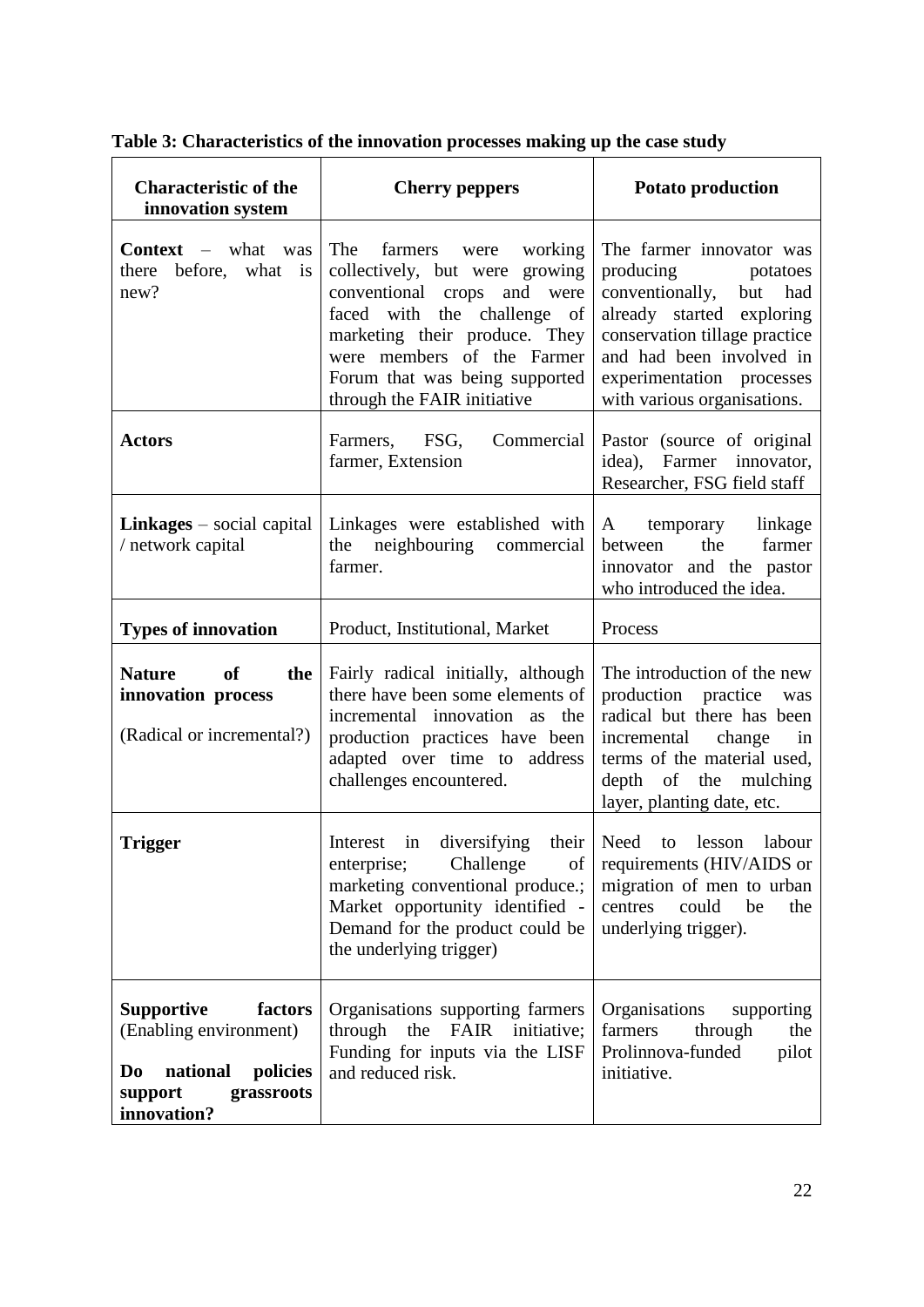**Table 3: Characteristics of the innovation processes making up the case study**

| Characteristic of the innovation system | Cherry peppers | Potato production |
|---|---|---|
| **Context** – what was there before, what is new? | The farmers were working collectively, but were growing conventional crops and were faced with the challenge of marketing their produce. They were members of the Farmer Forum that was being supported through the FAIR initiative | The farmer innovator was producing potatoes conventionally, but had already started exploring conservation tillage practice and had been involved in experimentation processes with various organisations. |
| **Actors** | Farmers, FSG, Commercial farmer, Extension | Pastor (source of original idea), Farmer innovator, Researcher, FSG field staff |
| **Linkages** – social capital / network capital | Linkages were established with the neighbouring commercial farmer. | A temporary linkage between the farmer innovator and the pastor who introduced the idea. |
| **Types of innovation** | Product, Institutional, Market | Process |
| **Nature of the innovation process** (Radical or incremental?) | Fairly radical initially, although there have been some elements of incremental innovation as the production practices have been adapted over time to address challenges encountered. | The introduction of the new production practice was radical but there has been incremental change in terms of the material used, depth of the mulching layer, planting date, etc. |
| **Trigger** | Interest in diversifying their enterprise; Challenge of marketing conventional produce.; Market opportunity identified - Demand for the product could be the underlying trigger) | Need to lesson labour requirements (HIV/AIDS or migration of men to urban centres could be the underlying trigger). |
| **Supportive factors** (Enabling environment) **Do national policies support grassroots innovation?** | Organisations supporting farmers through the FAIR initiative; Funding for inputs via the LISF and reduced risk. | Organisations supporting farmers through the Prolinnova-funded pilot initiative. |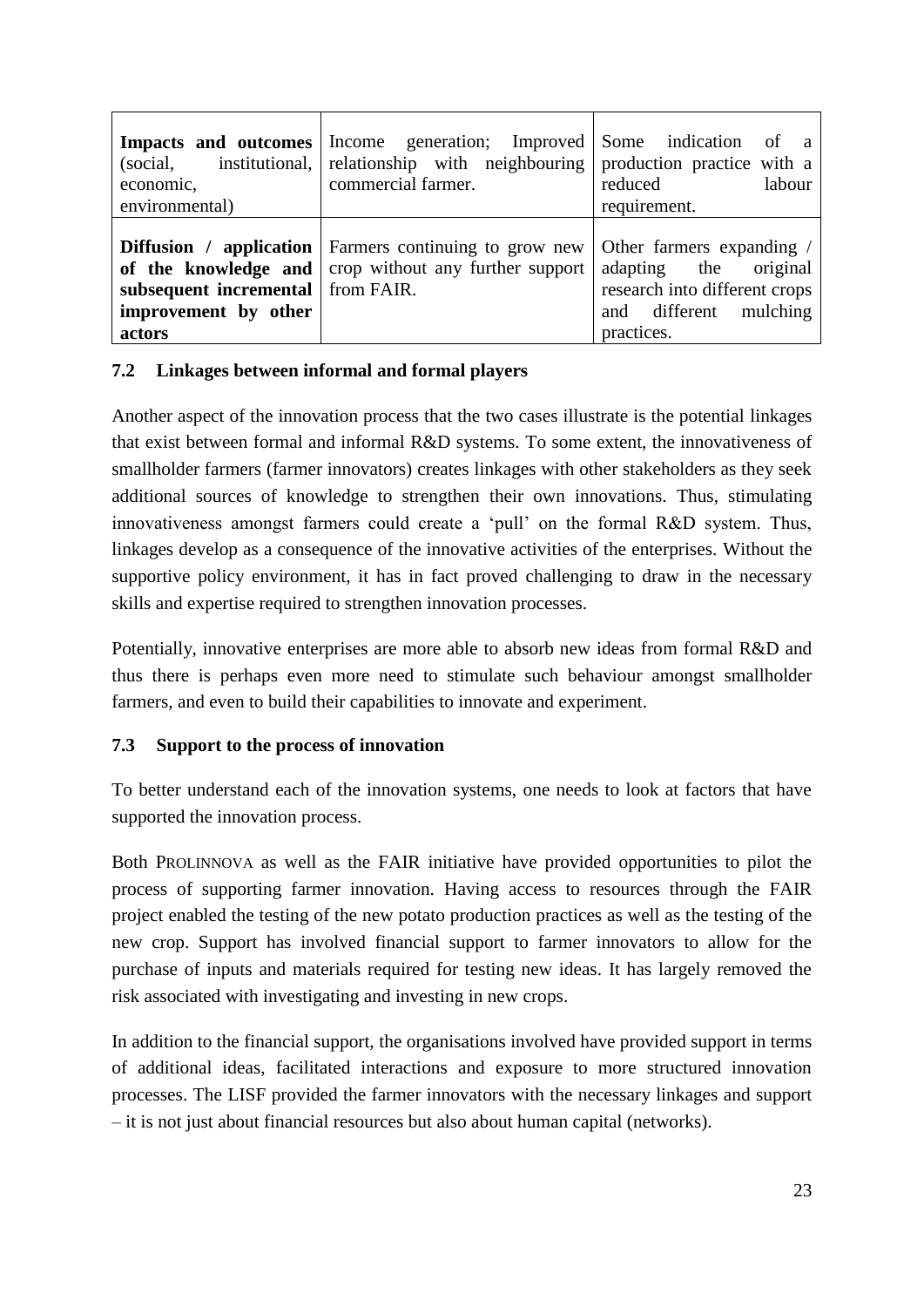| | | |
|---|---|---|
| **Impacts and outcomes** (social, institutional, economic, environmental) | Income generation; Improved relationship with neighbouring commercial farmer. | Some indication of a production practice with a reduced labour requirement. |
| **Diffusion / application of the knowledge and subsequent incremental improvement by other actors** | Farmers continuing to grow new crop without any further support from FAIR. | Other farmers expanding / adapting the original research into different crops and different mulching practices. |

### 7.2 Linkages between informal and formal players

Another aspect of the innovation process that the two cases illustrate is the potential linkages that exist between formal and informal R&D systems. To some extent, the innovativeness of smallholder farmers (farmer innovators) creates linkages with other stakeholders as they seek additional sources of knowledge to strengthen their own innovations. Thus, stimulating innovativeness amongst farmers could create a 'pull' on the formal R&D system. Thus, linkages develop as a consequence of the innovative activities of the enterprises. Without the supportive policy environment, it has in fact proved challenging to draw in the necessary skills and expertise required to strengthen innovation processes.

Potentially, innovative enterprises are more able to absorb new ideas from formal R&D and thus there is perhaps even more need to stimulate such behaviour amongst smallholder farmers, and even to build their capabilities to innovate and experiment.

### 7.3 Support to the process of innovation

To better understand each of the innovation systems, one needs to look at factors that have supported the innovation process.

Both PROLINNOVA as well as the FAIR initiative have provided opportunities to pilot the process of supporting farmer innovation. Having access to resources through the FAIR project enabled the testing of the new potato production practices as well as the testing of the new crop. Support has involved financial support to farmer innovators to allow for the purchase of inputs and materials required for testing new ideas. It has largely removed the risk associated with investigating and investing in new crops.

In addition to the financial support, the organisations involved have provided support in terms of additional ideas, facilitated interactions and exposure to more structured innovation processes. The LISF provided the farmer innovators with the necessary linkages and support – it is not just about financial resources but also about human capital (networks).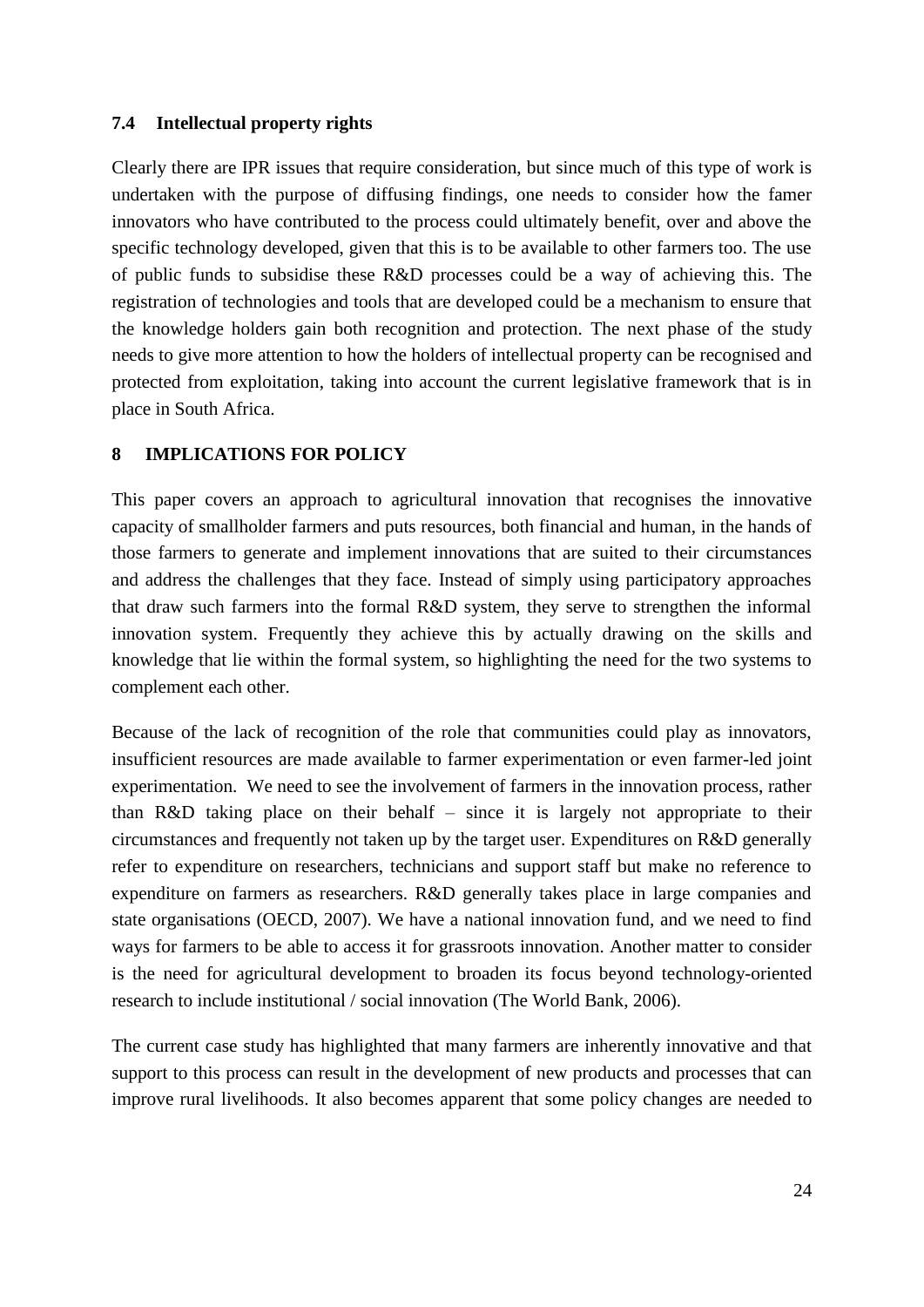### 7.4 Intellectual property rights

Clearly there are IPR issues that require consideration, but since much of this type of work is undertaken with the purpose of diffusing findings, one needs to consider how the famer innovators who have contributed to the process could ultimately benefit, over and above the specific technology developed, given that this is to be available to other farmers too. The use of public funds to subsidise these R&D processes could be a way of achieving this. The registration of technologies and tools that are developed could be a mechanism to ensure that the knowledge holders gain both recognition and protection. The next phase of the study needs to give more attention to how the holders of intellectual property can be recognised and protected from exploitation, taking into account the current legislative framework that is in place in South Africa.

## 8 IMPLICATIONS FOR POLICY

This paper covers an approach to agricultural innovation that recognises the innovative capacity of smallholder farmers and puts resources, both financial and human, in the hands of those farmers to generate and implement innovations that are suited to their circumstances and address the challenges that they face. Instead of simply using participatory approaches that draw such farmers into the formal R&D system, they serve to strengthen the informal innovation system. Frequently they achieve this by actually drawing on the skills and knowledge that lie within the formal system, so highlighting the need for the two systems to complement each other.

Because of the lack of recognition of the role that communities could play as innovators, insufficient resources are made available to farmer experimentation or even farmer-led joint experimentation. We need to see the involvement of farmers in the innovation process, rather than R&D taking place on their behalf – since it is largely not appropriate to their circumstances and frequently not taken up by the target user. Expenditures on R&D generally refer to expenditure on researchers, technicians and support staff but make no reference to expenditure on farmers as researchers. R&D generally takes place in large companies and state organisations (OECD, 2007). We have a national innovation fund, and we need to find ways for farmers to be able to access it for grassroots innovation. Another matter to consider is the need for agricultural development to broaden its focus beyond technology-oriented research to include institutional / social innovation (The World Bank, 2006).

The current case study has highlighted that many farmers are inherently innovative and that support to this process can result in the development of new products and processes that can improve rural livelihoods. It also becomes apparent that some policy changes are needed to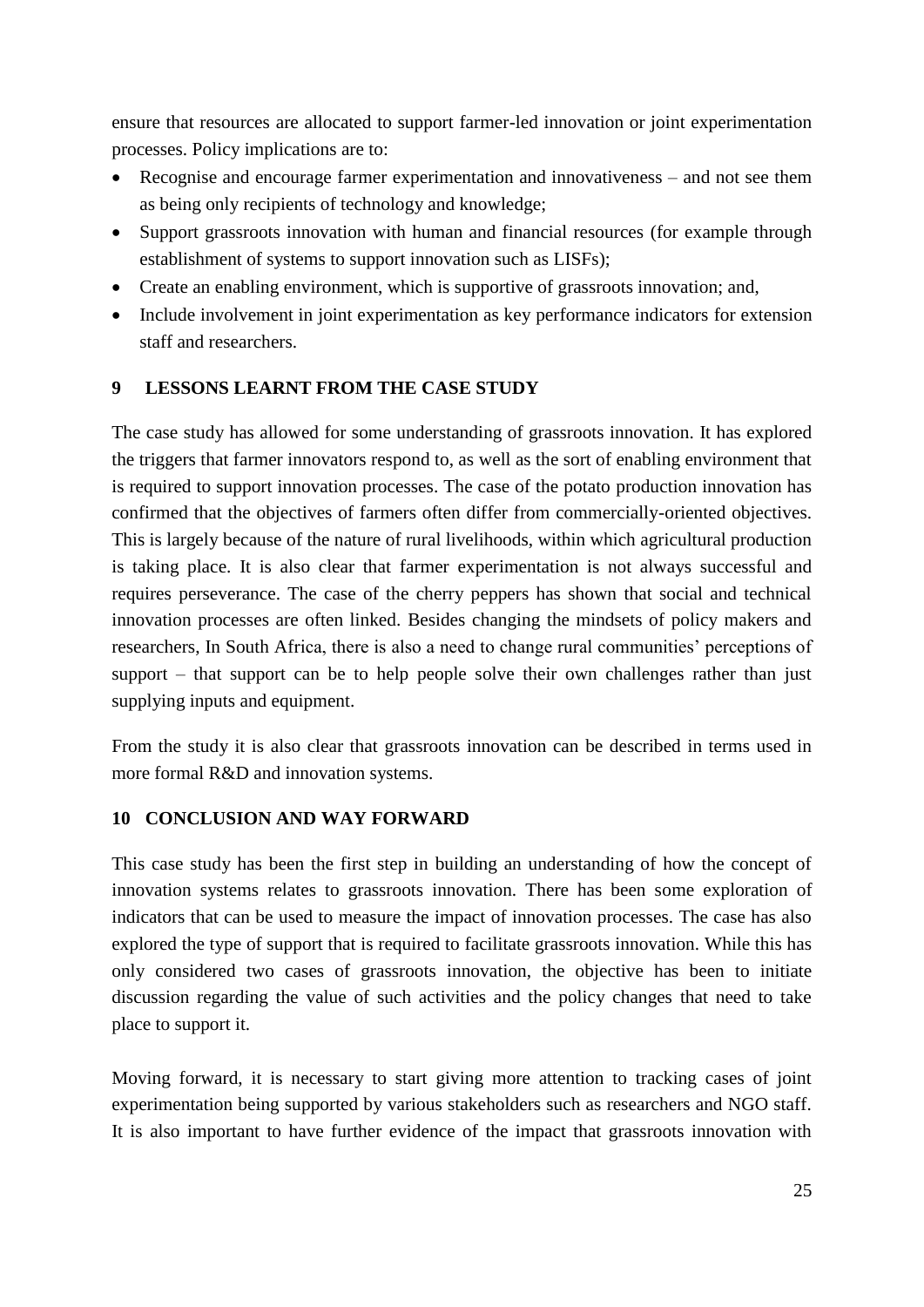ensure that resources are allocated to support farmer-led innovation or joint experimentation processes. Policy implications are to:

- Recognise and encourage farmer experimentation and innovativeness – and not see them as being only recipients of technology and knowledge;
- Support grassroots innovation with human and financial resources (for example through establishment of systems to support innovation such as LISFs);
- Create an enabling environment, which is supportive of grassroots innovation; and,
- Include involvement in joint experimentation as key performance indicators for extension staff and researchers.

## 9 LESSONS LEARNT FROM THE CASE STUDY

The case study has allowed for some understanding of grassroots innovation. It has explored the triggers that farmer innovators respond to, as well as the sort of enabling environment that is required to support innovation processes. The case of the potato production innovation has confirmed that the objectives of farmers often differ from commercially-oriented objectives. This is largely because of the nature of rural livelihoods, within which agricultural production is taking place. It is also clear that farmer experimentation is not always successful and requires perseverance. The case of the cherry peppers has shown that social and technical innovation processes are often linked. Besides changing the mindsets of policy makers and researchers, In South Africa, there is also a need to change rural communities' perceptions of support – that support can be to help people solve their own challenges rather than just supplying inputs and equipment.

From the study it is also clear that grassroots innovation can be described in terms used in more formal R&D and innovation systems.

## 10 CONCLUSION AND WAY FORWARD

This case study has been the first step in building an understanding of how the concept of innovation systems relates to grassroots innovation. There has been some exploration of indicators that can be used to measure the impact of innovation processes. The case has also explored the type of support that is required to facilitate grassroots innovation. While this has only considered two cases of grassroots innovation, the objective has been to initiate discussion regarding the value of such activities and the policy changes that need to take place to support it.

Moving forward, it is necessary to start giving more attention to tracking cases of joint experimentation being supported by various stakeholders such as researchers and NGO staff. It is also important to have further evidence of the impact that grassroots innovation with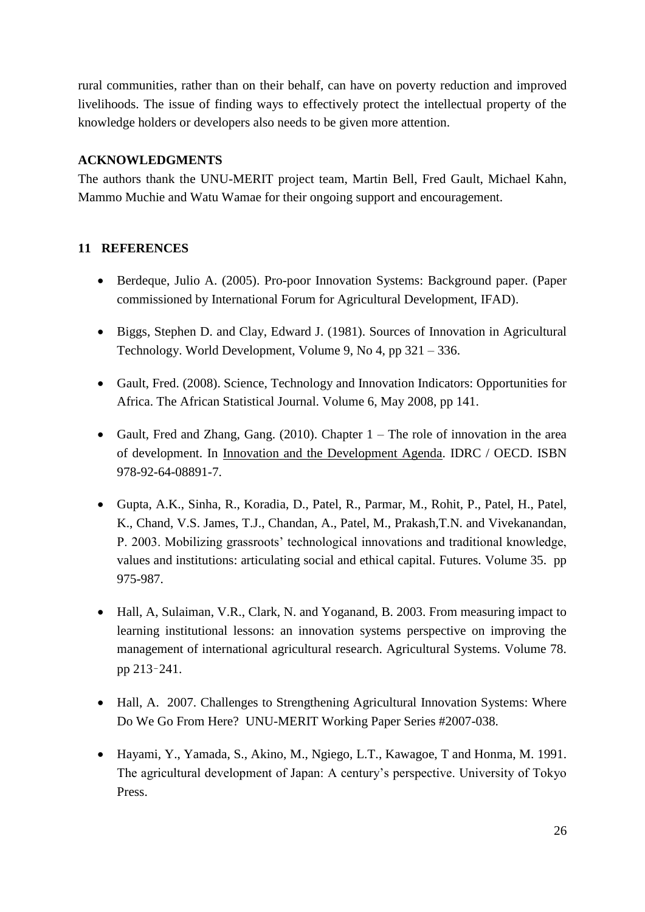rural communities, rather than on their behalf, can have on poverty reduction and improved livelihoods. The issue of finding ways to effectively protect the intellectual property of the knowledge holders or developers also needs to be given more attention.

**ACKNOWLEDGMENTS**

The authors thank the UNU-MERIT project team, Martin Bell, Fred Gault, Michael Kahn, Mammo Muchie and Watu Wamae for their ongoing support and encouragement.

## 11 REFERENCES

- Berdeque, Julio A. (2005). Pro-poor Innovation Systems: Background paper. (Paper commissioned by International Forum for Agricultural Development, IFAD).
- Biggs, Stephen D. and Clay, Edward J. (1981). Sources of Innovation in Agricultural Technology. World Development, Volume 9, No 4, pp 321 – 336.
- Gault, Fred. (2008). Science, Technology and Innovation Indicators: Opportunities for Africa. The African Statistical Journal. Volume 6, May 2008, pp 141.
- Gault, Fred and Zhang, Gang. (2010). Chapter 1 – The role of innovation in the area of development. In Innovation and the Development Agenda. IDRC / OECD. ISBN 978-92-64-08891-7.
- Gupta, A.K., Sinha, R., Koradia, D., Patel, R., Parmar, M., Rohit, P., Patel, H., Patel, K., Chand, V.S. James, T.J., Chandan, A., Patel, M., Prakash,T.N. and Vivekanandan, P. 2003. Mobilizing grassroots' technological innovations and traditional knowledge, values and institutions: articulating social and ethical capital. Futures. Volume 35. pp 975-987.
- Hall, A, Sulaiman, V.R., Clark, N. and Yoganand, B. 2003. From measuring impact to learning institutional lessons: an innovation systems perspective on improving the management of international agricultural research. Agricultural Systems. Volume 78. pp 213–241.
- Hall, A. 2007. Challenges to Strengthening Agricultural Innovation Systems: Where Do We Go From Here? UNU-MERIT Working Paper Series #2007-038.
- Hayami, Y., Yamada, S., Akino, M., Ngiego, L.T., Kawagoe, T and Honma, M. 1991. The agricultural development of Japan: A century's perspective. University of Tokyo Press.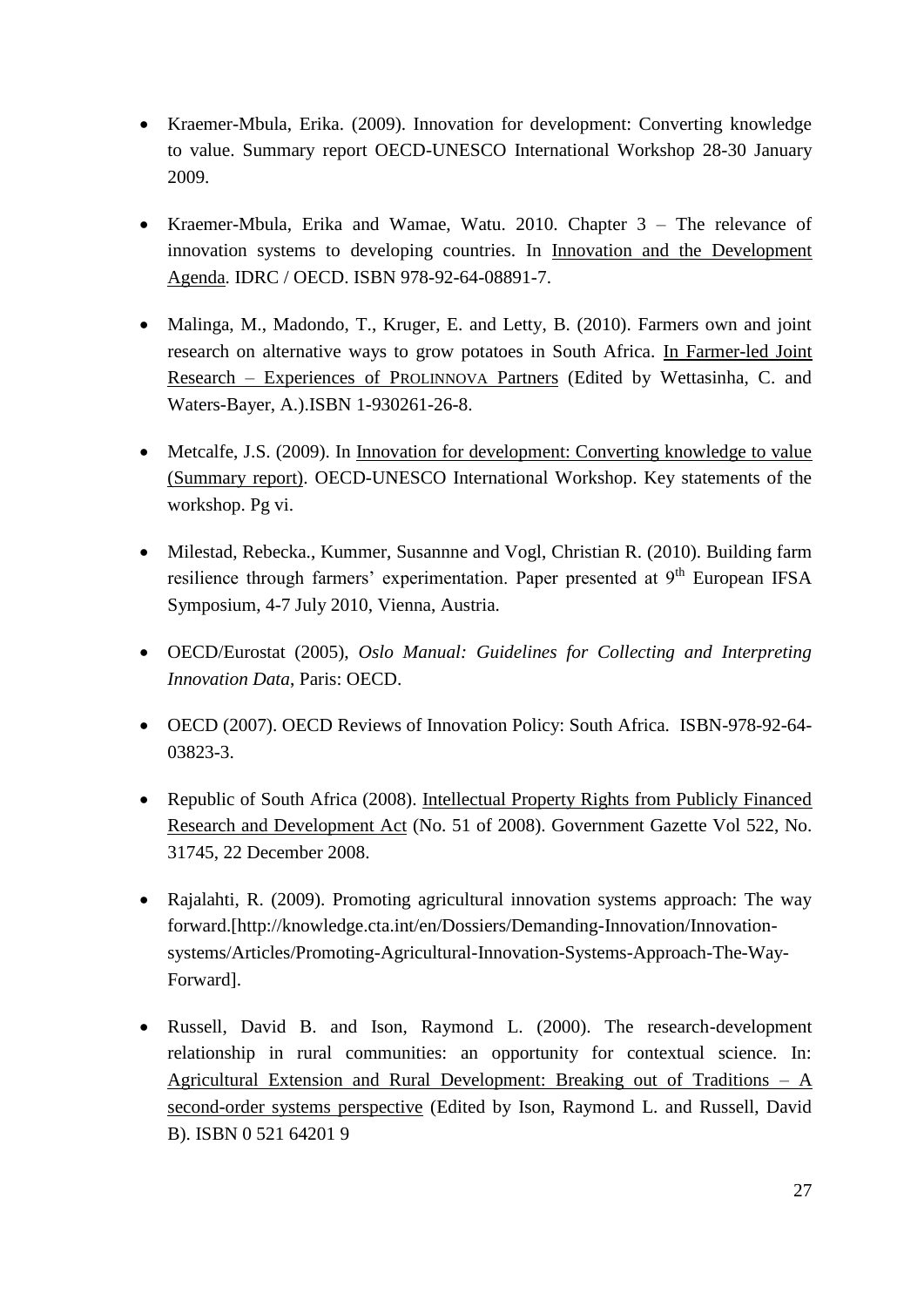- Kraemer-Mbula, Erika. (2009). Innovation for development: Converting knowledge to value. Summary report OECD-UNESCO International Workshop 28-30 January 2009.

- Kraemer-Mbula, Erika and Wamae, Watu. 2010. Chapter 3 – The relevance of innovation systems to developing countries. In Innovation and the Development Agenda. IDRC / OECD. ISBN 978-92-64-08891-7.

- Malinga, M., Madondo, T., Kruger, E. and Letty, B. (2010). Farmers own and joint research on alternative ways to grow potatoes in South Africa. In Farmer-led Joint Research – Experiences of PROLINNOVA Partners (Edited by Wettasinha, C. and Waters-Bayer, A.).ISBN 1-930261-26-8.

- Metcalfe, J.S. (2009). In Innovation for development: Converting knowledge to value (Summary report). OECD-UNESCO International Workshop. Key statements of the workshop. Pg vi.

- Milestad, Rebecka., Kummer, Susannne and Vogl, Christian R. (2010). Building farm resilience through farmers' experimentation. Paper presented at 9th European IFSA Symposium, 4-7 July 2010, Vienna, Austria.

- OECD/Eurostat (2005), *Oslo Manual: Guidelines for Collecting and Interpreting Innovation Data*, Paris: OECD.

- OECD (2007). OECD Reviews of Innovation Policy: South Africa. ISBN-978-92-64-03823-3.

- Republic of South Africa (2008). Intellectual Property Rights from Publicly Financed Research and Development Act (No. 51 of 2008). Government Gazette Vol 522, No. 31745, 22 December 2008.

- Rajalahti, R. (2009). Promoting agricultural innovation systems approach: The way forward.[http://knowledge.cta.int/en/Dossiers/Demanding-Innovation/Innovation-systems/Articles/Promoting-Agricultural-Innovation-Systems-Approach-The-Way-Forward].

- Russell, David B. and Ison, Raymond L. (2000). The research-development relationship in rural communities: an opportunity for contextual science. In: Agricultural Extension and Rural Development: Breaking out of Traditions – A second-order systems perspective (Edited by Ison, Raymond L. and Russell, David B). ISBN 0 521 64201 9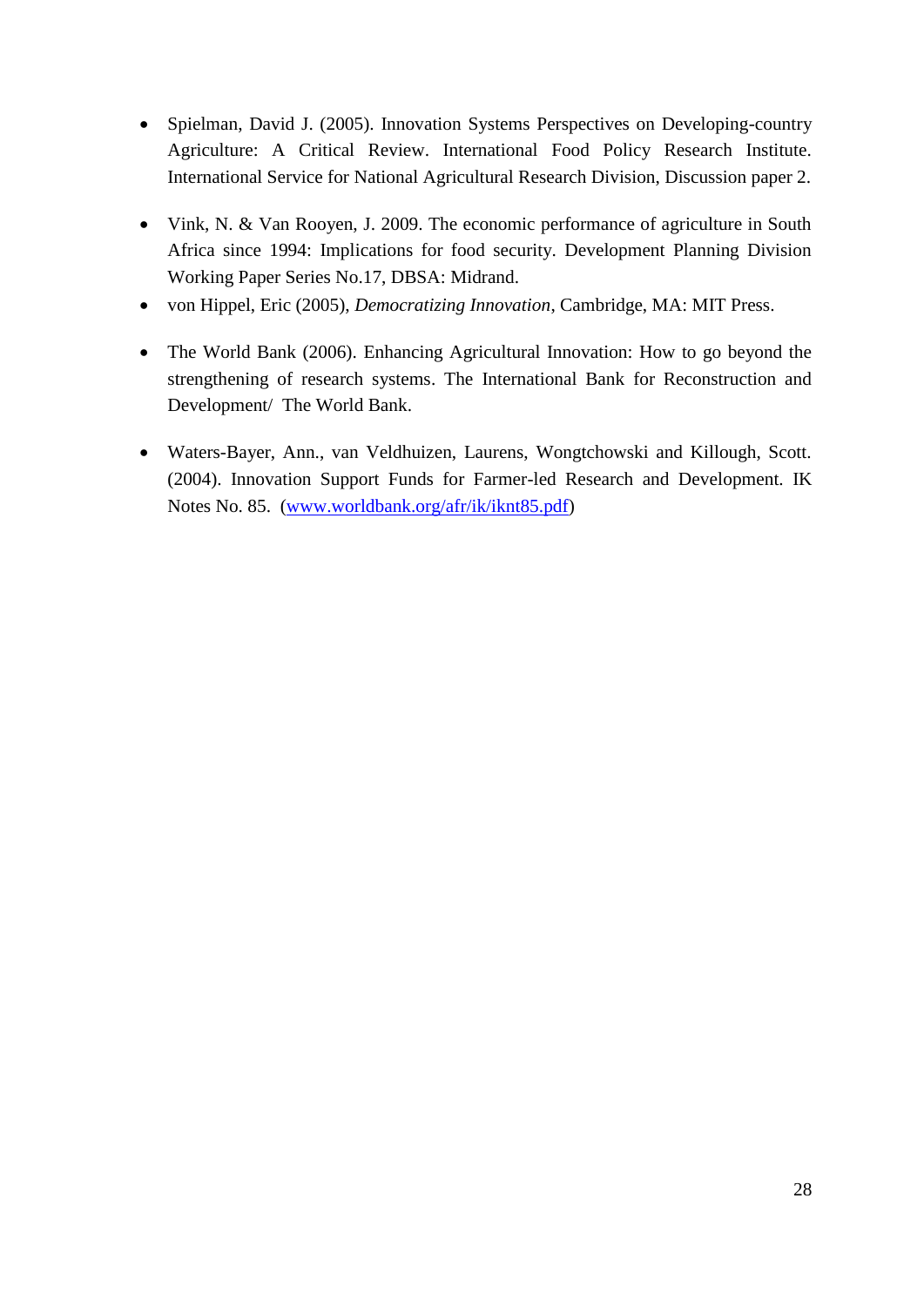- Spielman, David J. (2005). Innovation Systems Perspectives on Developing-country Agriculture: A Critical Review. International Food Policy Research Institute. International Service for National Agricultural Research Division, Discussion paper 2.

- Vink, N. & Van Rooyen, J. 2009. The economic performance of agriculture in South Africa since 1994: Implications for food security. Development Planning Division Working Paper Series No.17, DBSA: Midrand.
- von Hippel, Eric (2005), *Democratizing Innovation*, Cambridge, MA: MIT Press.

- The World Bank (2006). Enhancing Agricultural Innovation: How to go beyond the strengthening of research systems. The International Bank for Reconstruction and Development/ The World Bank.

- Waters-Bayer, Ann., van Veldhuizen, Laurens, Wongtchowski and Killough, Scott. (2004). Innovation Support Funds for Farmer-led Research and Development. IK Notes No. 85. (www.worldbank.org/afr/ik/iknt85.pdf)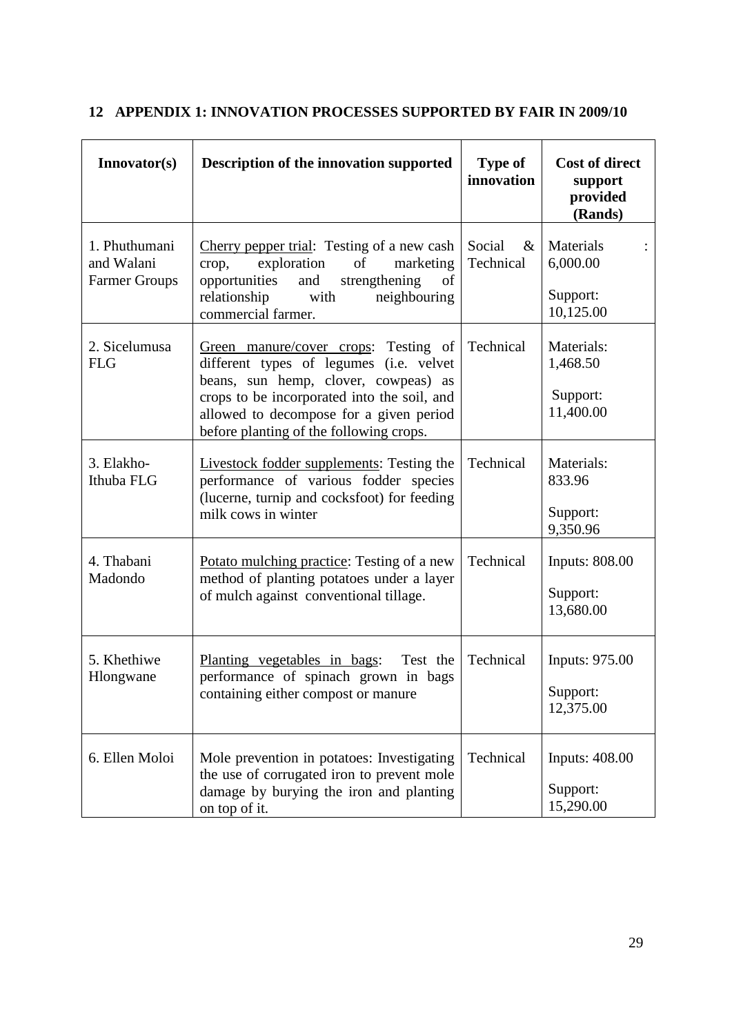## 12 APPENDIX 1: INNOVATION PROCESSES SUPPORTED BY FAIR IN 2009/10

| Innovator(s) | Description of the innovation supported | Type of innovation | Cost of direct support provided (Rands) |
|---|---|---|---|
| 1. Phuthumani and Walani Farmer Groups | Cherry pepper trial: Testing of a new cash crop, exploration of marketing opportunities and strengthening of relationship with neighbouring commercial farmer. | Social & Technical | Materials : 6,000.00<br><br>Support: 10,125.00 |
| 2. Sicelumusa FLG | Green manure/cover crops: Testing of different types of legumes (i.e. velvet beans, sun hemp, clover, cowpeas) as crops to be incorporated into the soil, and allowed to decompose for a given period before planting of the following crops. | Technical | Materials: 1,468.50<br><br>Support: 11,400.00 |
| 3. Elakho-Ithuba FLG | Livestock fodder supplements: Testing the performance of various fodder species (lucerne, turnip and cocksfoot) for feeding milk cows in winter | Technical | Materials: 833.96<br><br>Support: 9,350.96 |
| 4. Thabani Madondo | Potato mulching practice: Testing of a new method of planting potatoes under a layer of mulch against conventional tillage. | Technical | Inputs: 808.00<br><br>Support: 13,680.00 |
| 5. Khethiwe Hlongwane | Planting vegetables in bags: Test the performance of spinach grown in bags containing either compost or manure | Technical | Inputs: 975.00<br><br>Support: 12,375.00 |
| 6. Ellen Moloi | Mole prevention in potatoes: Investigating the use of corrugated iron to prevent mole damage by burying the iron and planting on top of it. | Technical | Inputs: 408.00<br><br>Support: 15,290.00 |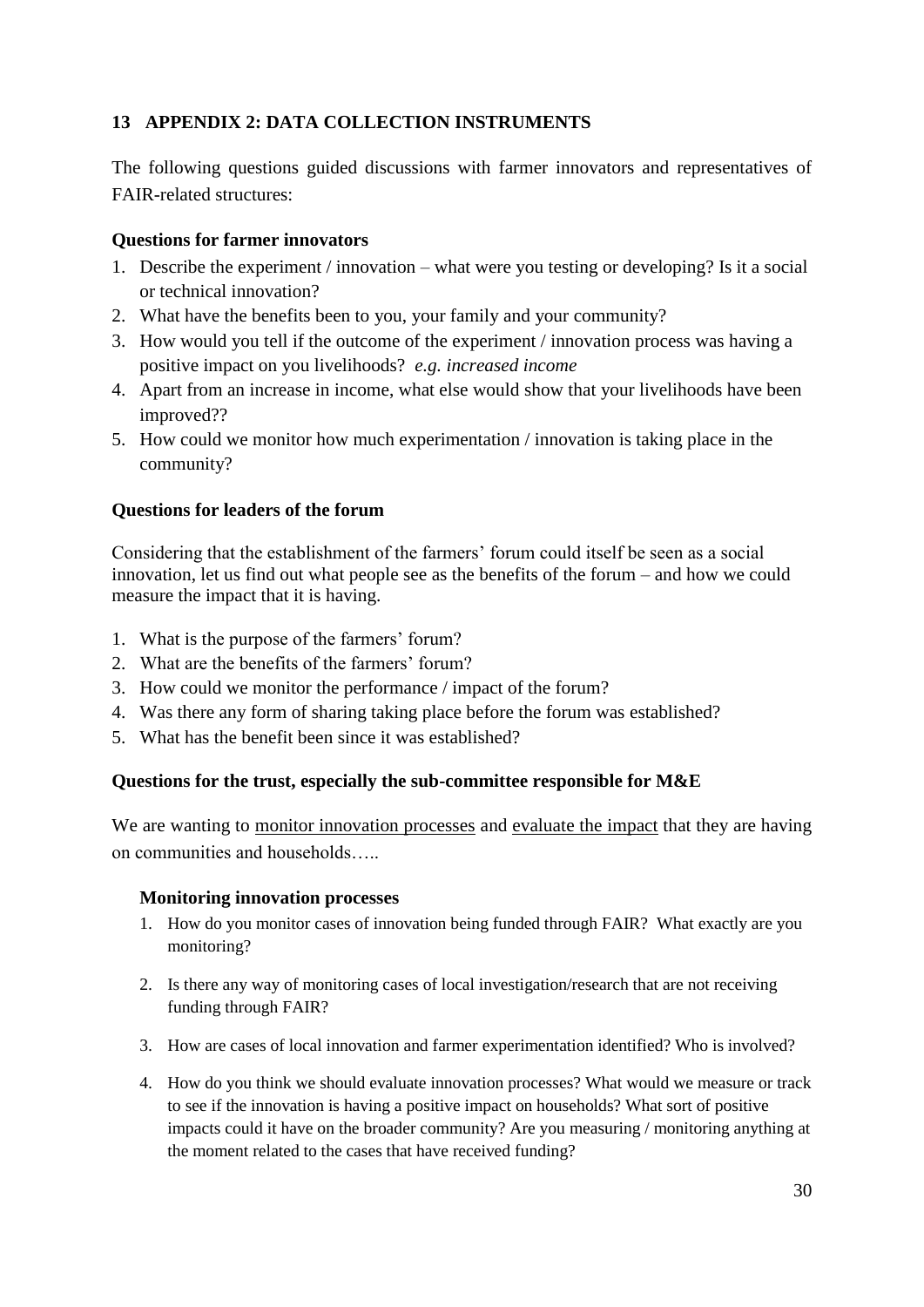## 13 APPENDIX 2: DATA COLLECTION INSTRUMENTS

The following questions guided discussions with farmer innovators and representatives of FAIR-related structures:

### Questions for farmer innovators

1. Describe the experiment / innovation – what were you testing or developing? Is it a social or technical innovation?
2. What have the benefits been to you, your family and your community?
3. How would you tell if the outcome of the experiment / innovation process was having a positive impact on you livelihoods? *e.g. increased income*
4. Apart from an increase in income, what else would show that your livelihoods have been improved??
5. How could we monitor how much experimentation / innovation is taking place in the community?

### Questions for leaders of the forum

Considering that the establishment of the farmers' forum could itself be seen as a social innovation, let us find out what people see as the benefits of the forum – and how we could measure the impact that it is having.

1. What is the purpose of the farmers' forum?
2. What are the benefits of the farmers' forum?
3. How could we monitor the performance / impact of the forum?
4. Was there any form of sharing taking place before the forum was established?
5. What has the benefit been since it was established?

### Questions for the trust, especially the sub-committee responsible for M&E

We are wanting to monitor innovation processes and evaluate the impact that they are having on communities and households…..

#### Monitoring innovation processes

1. How do you monitor cases of innovation being funded through FAIR? What exactly are you monitoring?
2. Is there any way of monitoring cases of local investigation/research that are not receiving funding through FAIR?
3. How are cases of local innovation and farmer experimentation identified? Who is involved?
4. How do you think we should evaluate innovation processes? What would we measure or track to see if the innovation is having a positive impact on households? What sort of positive impacts could it have on the broader community? Are you measuring / monitoring anything at the moment related to the cases that have received funding?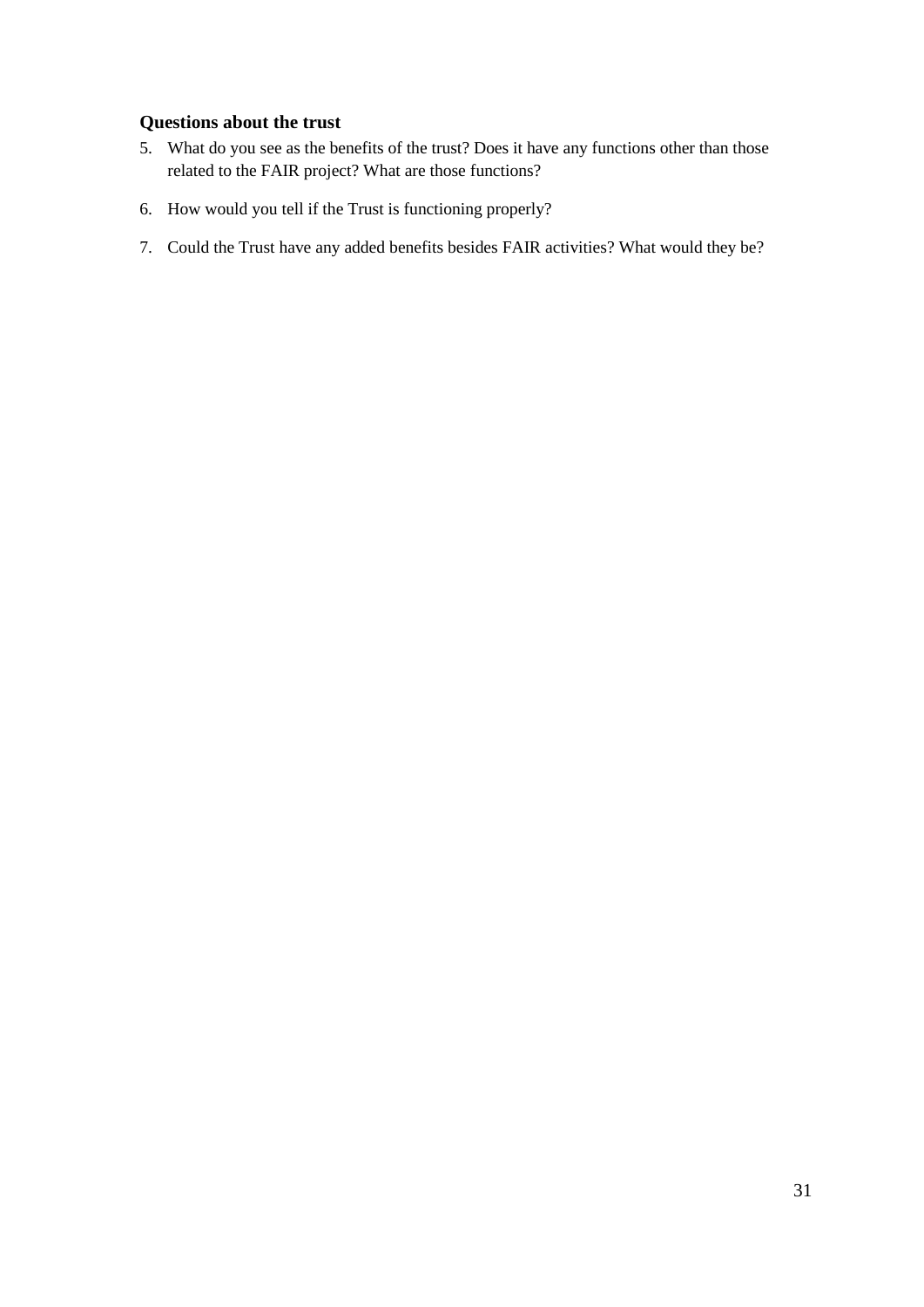**Questions about the trust**

5. What do you see as the benefits of the trust? Does it have any functions other than those related to the FAIR project? What are those functions?

6. How would you tell if the Trust is functioning properly?

7. Could the Trust have any added benefits besides FAIR activities? What would they be?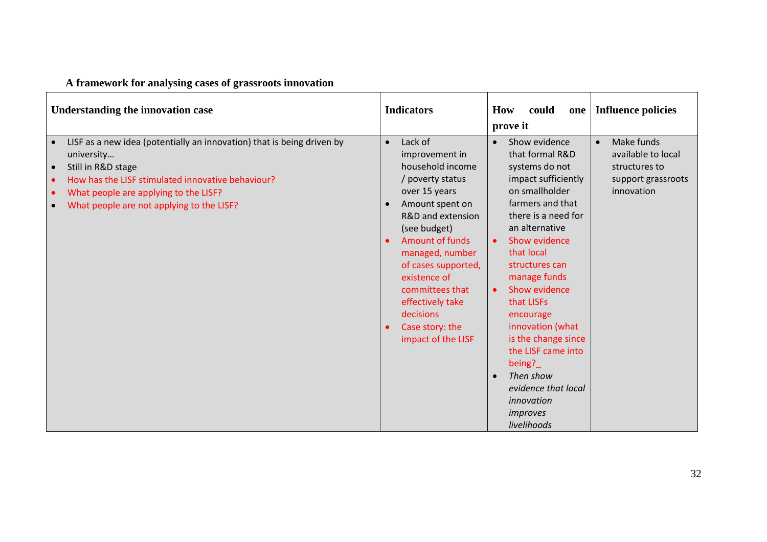**A framework for analysing cases of grassroots innovation**

| Understanding the innovation case | Indicators | How could one prove it | Influence policies |
|---|---|---|---|
| • LISF as a new idea (potentially an innovation) that is being driven by university… <br> • Still in R&D stage <br> • How has the LISF stimulated innovative behaviour? <br> • What people are applying to the LISF? <br> • What people are not applying to the LISF? | • Lack of improvement in household income / poverty status over 15 years <br> • Amount spent on R&D and extension (see budget) <br> • Amount of funds managed, number of cases supported, existence of committees that effectively take decisions <br> • Case story: the impact of the LISF | • Show evidence that formal R&D systems do not impact sufficiently on smallholder farmers and that there is a need for an alternative <br> • Show evidence that local structures can manage funds <br> • Show evidence that LISFs encourage innovation (what is the change since the LISF came into being?_ <br> • *Then show evidence that local innovation improves livelihoods* | • Make funds available to local structures to support grassroots innovation |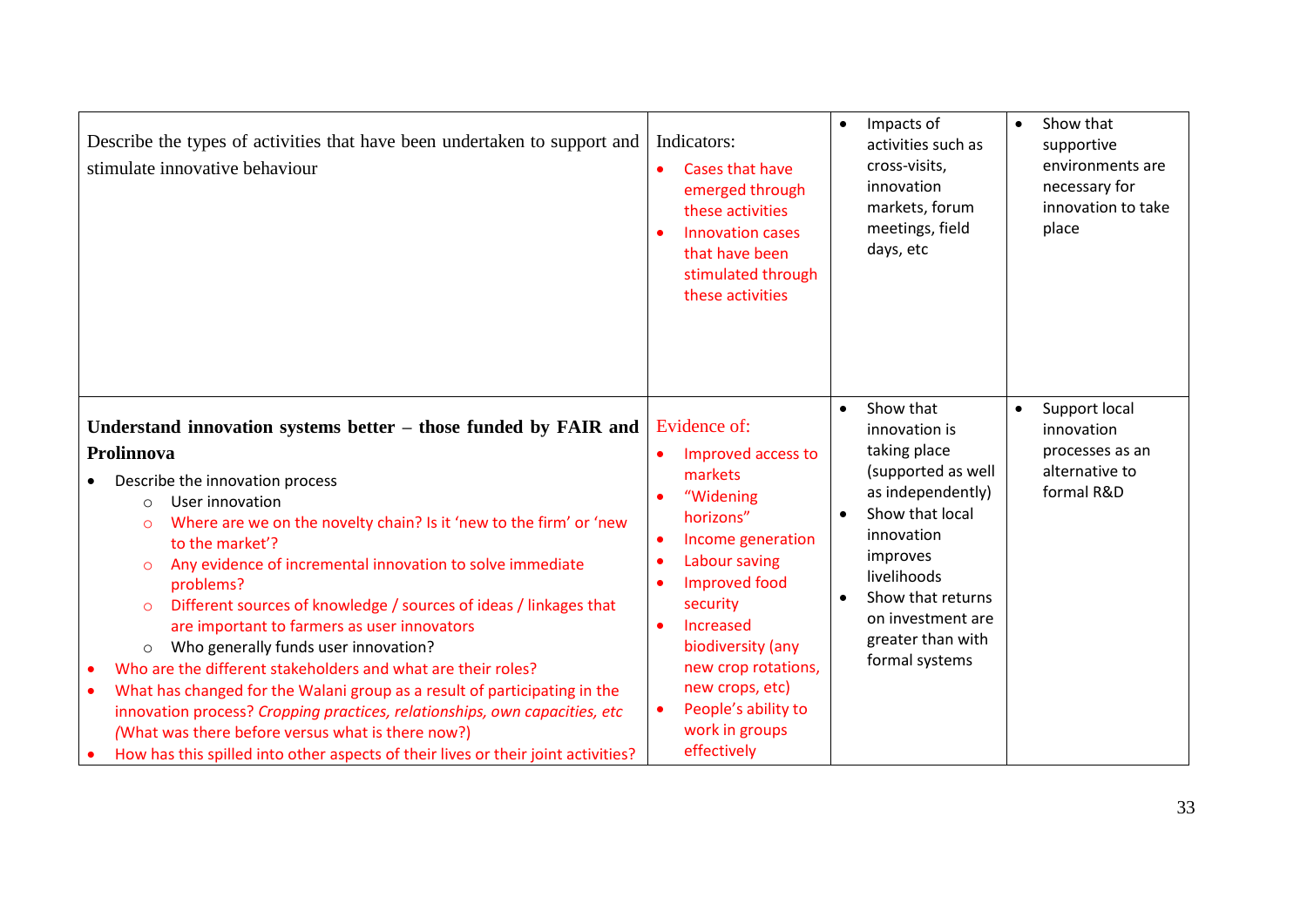| | | | |
|---|---|---|---|
| Describe the types of activities that have been undertaken to support and stimulate innovative behaviour | Indicators:<br>• Cases that have emerged through these activities<br>• Innovation cases that have been stimulated through these activities | • Impacts of activities such as cross-visits, innovation markets, forum meetings, field days, etc | • Show that supportive environments are necessary for innovation to take place |
| **Understand innovation systems better – those funded by FAIR and Prolinnova**<br>• Describe the innovation process<br>  ○ User innovation<br>  ○ Where are we on the novelty chain? Is it 'new to the firm' or 'new to the market'?<br>  ○ Any evidence of incremental innovation to solve immediate problems?<br>  ○ Different sources of knowledge / sources of ideas / linkages that are important to farmers as user innovators<br>  ○ Who generally funds user innovation?<br>• Who are the different stakeholders and what are their roles?<br>• What has changed for the Walani group as a result of participating in the innovation process? *Cropping practices, relationships, own capacities, etc (*What was there before versus what is there now?)<br>• How has this spilled into other aspects of their lives or their joint activities? | Evidence of:<br>• Improved access to markets<br>• "Widening horizons"<br>• Income generation<br>• Labour saving<br>• Improved food security<br>• Increased biodiversity (any new crop rotations, new crops, etc)<br>• People's ability to work in groups effectively | • Show that innovation is taking place (supported as well as independently)<br>• Show that local innovation improves livelihoods<br>• Show that returns on investment are greater than with formal systems | • Support local innovation processes as an alternative to formal R&D |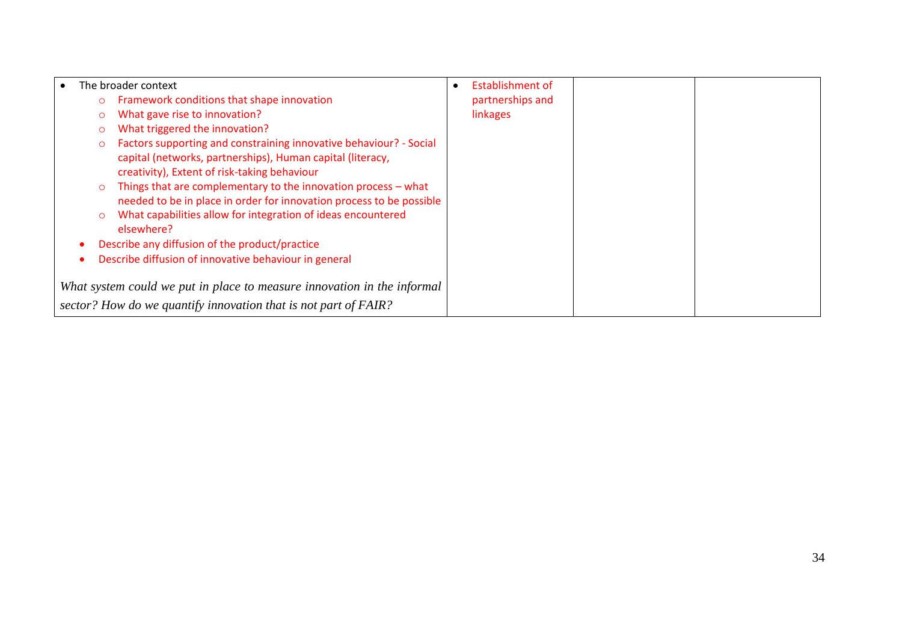| | | | |
|---|---|---|---|
| • The broader context<br>  ○ Framework conditions that shape innovation<br>  ○ What gave rise to innovation?<br>  ○ What triggered the innovation?<br>  ○ Factors supporting and constraining innovative behaviour? - Social capital (networks, partnerships), Human capital (literacy, creativity), Extent of risk-taking behaviour<br>  ○ Things that are complementary to the innovation process – what needed to be in place in order for innovation process to be possible<br>  ○ What capabilities allow for integration of ideas encountered elsewhere?<br>• Describe any diffusion of the product/practice<br>• Describe diffusion of innovative behaviour in general<br><br>*What system could we put in place to measure innovation in the informal sector? How do we quantify innovation that is not part of FAIR?* | • Establishment of partnerships and linkages | | |